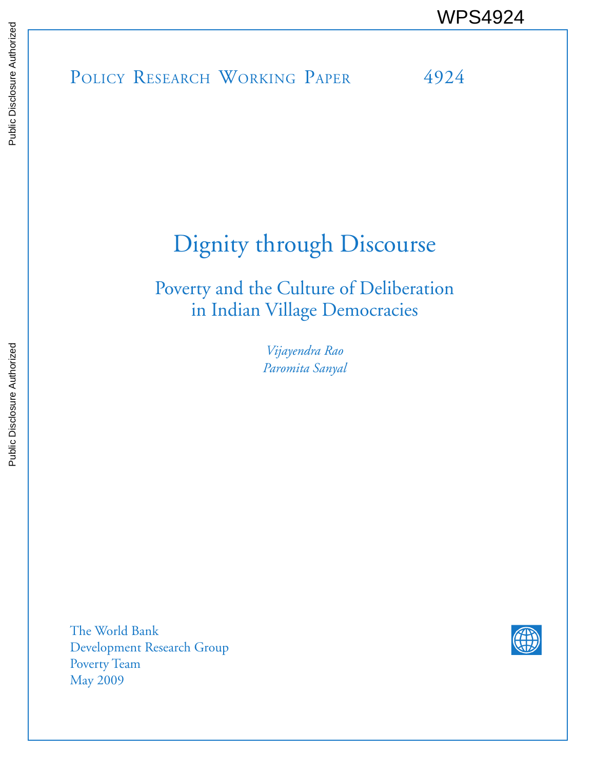WPS4924

Policy Research Working Paper 4924

# Dignity through Discourse

## Poverty and the Culture of Deliberation in Indian Village Democracies

*Vijayendra Rao*
*Paromita Sanyal*

The World Bank
Development Research Group
Poverty Team
May 2009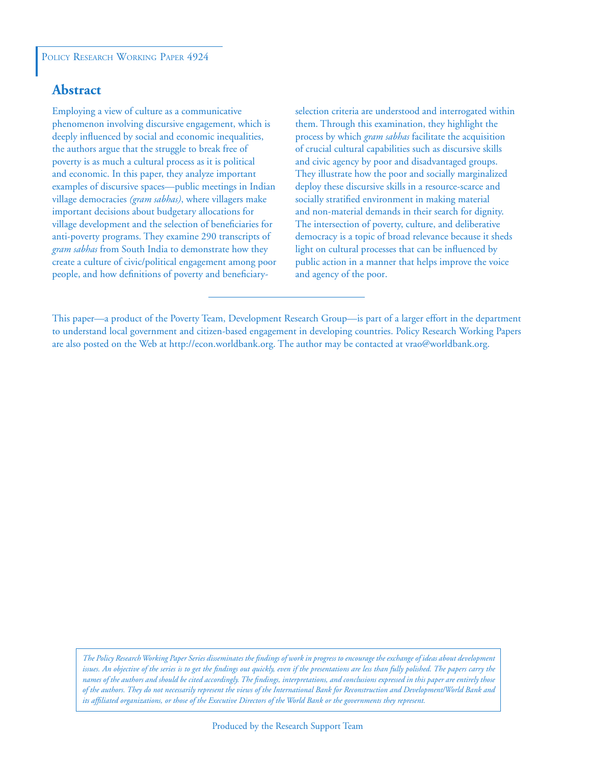Policy Research Working Paper 4924

## Abstract

Employing a view of culture as a communicative phenomenon involving discursive engagement, which is deeply influenced by social and economic inequalities, the authors argue that the struggle to break free of poverty is as much a cultural process as it is political and economic. In this paper, they analyze important examples of discursive spaces—public meetings in Indian village democracies *(gram sabhas)*, where villagers make important decisions about budgetary allocations for village development and the selection of beneficiaries for anti-poverty programs. They examine 290 transcripts of *gram sabhas* from South India to demonstrate how they create a culture of civic/political engagement among poor people, and how definitions of poverty and beneficiary-selection criteria are understood and interrogated within them. Through this examination, they highlight the process by which *gram sabhas* facilitate the acquisition of crucial cultural capabilities such as discursive skills and civic agency by poor and disadvantaged groups. They illustrate how the poor and socially marginalized deploy these discursive skills in a resource-scarce and socially stratified environment in making material and non-material demands in their search for dignity. The intersection of poverty, culture, and deliberative democracy is a topic of broad relevance because it sheds light on cultural processes that can be influenced by public action in a manner that helps improve the voice and agency of the poor.

This paper—a product of the Poverty Team, Development Research Group—is part of a larger effort in the department to understand local government and citizen-based engagement in developing countries. Policy Research Working Papers are also posted on the Web at http://econ.worldbank.org. The author may be contacted at vrao@worldbank.org.

*The Policy Research Working Paper Series disseminates the findings of work in progress to encourage the exchange of ideas about development issues. An objective of the series is to get the findings out quickly, even if the presentations are less than fully polished. The papers carry the names of the authors and should be cited accordingly. The findings, interpretations, and conclusions expressed in this paper are entirely those of the authors. They do not necessarily represent the views of the International Bank for Reconstruction and Development/World Bank and its affiliated organizations, or those of the Executive Directors of the World Bank or the governments they represent.*

Produced by the Research Support Team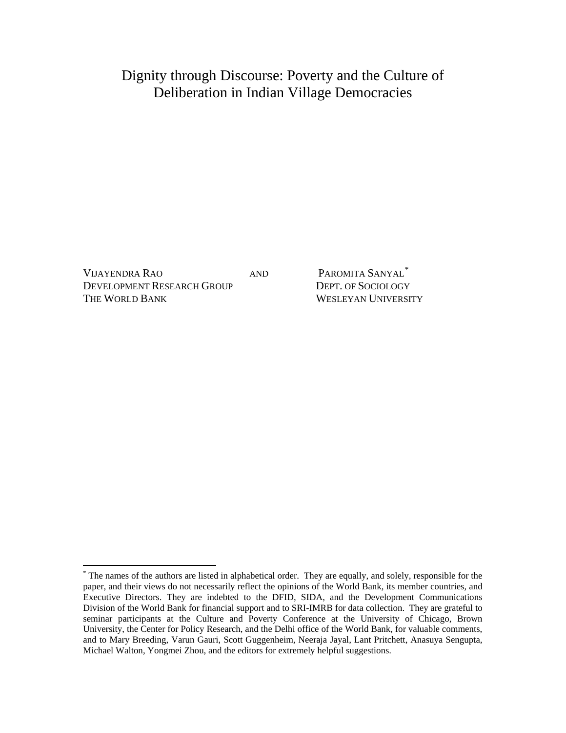# Dignity through Discourse: Poverty and the Culture of Deliberation in Indian Village Democracies

VIJAYENDRA RAO
DEVELOPMENT RESEARCH GROUP
THE WORLD BANK

AND

PAROMITA SANYAL*
DEPT. OF SOCIOLOGY
WESLEYAN UNIVERSITY

---

* The names of the authors are listed in alphabetical order. They are equally, and solely, responsible for the paper, and their views do not necessarily reflect the opinions of the World Bank, its member countries, and Executive Directors. They are indebted to the DFID, SIDA, and the Development Communications Division of the World Bank for financial support and to SRI-IMRB for data collection. They are grateful to seminar participants at the Culture and Poverty Conference at the University of Chicago, Brown University, the Center for Policy Research, and the Delhi office of the World Bank, for valuable comments, and to Mary Breeding, Varun Gauri, Scott Guggenheim, Neeraja Jayal, Lant Pritchett, Anasuya Sengupta, Michael Walton, Yongmei Zhou, and the editors for extremely helpful suggestions.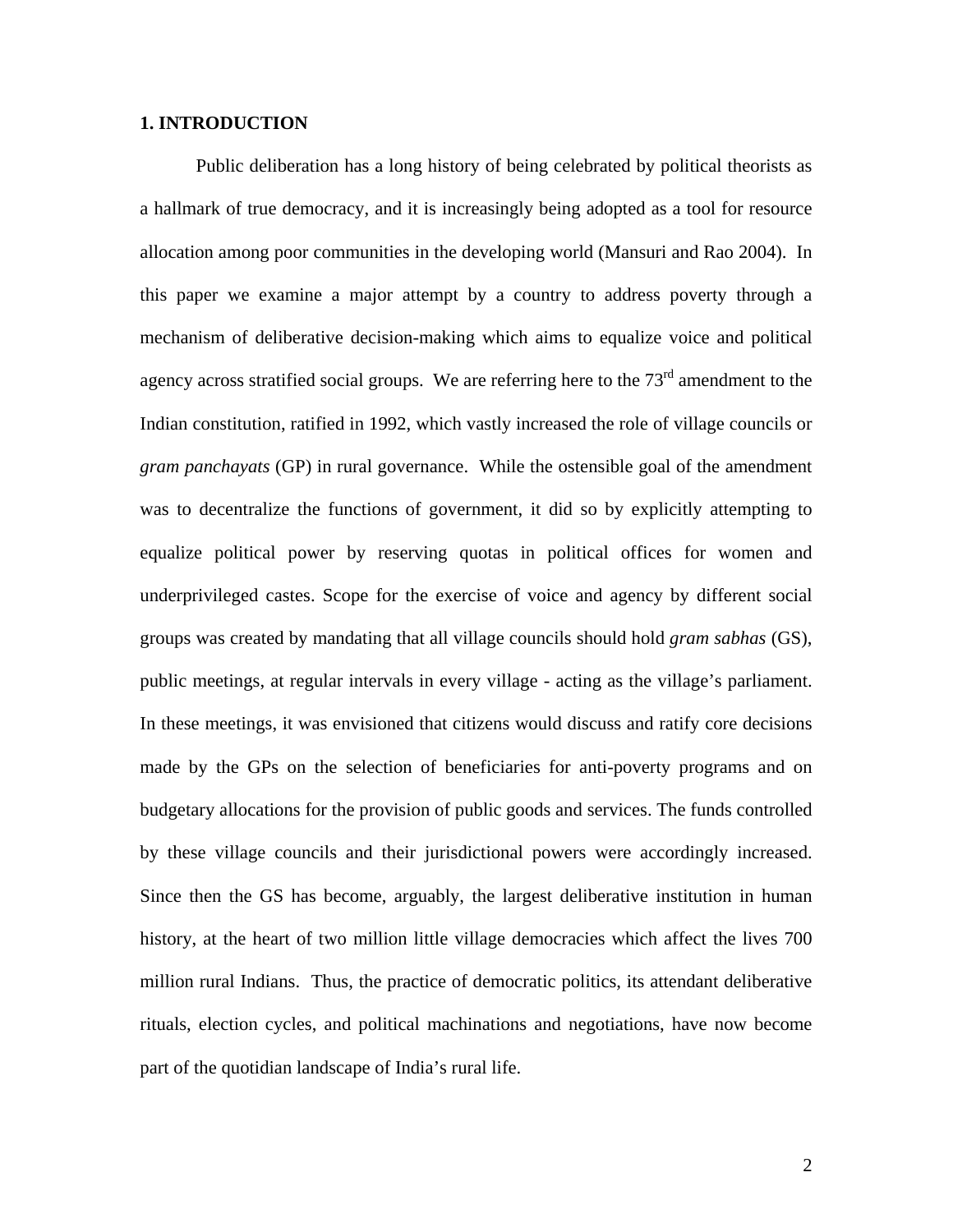## 1. INTRODUCTION

Public deliberation has a long history of being celebrated by political theorists as a hallmark of true democracy, and it is increasingly being adopted as a tool for resource allocation among poor communities in the developing world (Mansuri and Rao 2004). In this paper we examine a major attempt by a country to address poverty through a mechanism of deliberative decision-making which aims to equalize voice and political agency across stratified social groups. We are referring here to the 73rd amendment to the Indian constitution, ratified in 1992, which vastly increased the role of village councils or *gram panchayats* (GP) in rural governance. While the ostensible goal of the amendment was to decentralize the functions of government, it did so by explicitly attempting to equalize political power by reserving quotas in political offices for women and underprivileged castes. Scope for the exercise of voice and agency by different social groups was created by mandating that all village councils should hold *gram sabhas* (GS), public meetings, at regular intervals in every village - acting as the village's parliament. In these meetings, it was envisioned that citizens would discuss and ratify core decisions made by the GPs on the selection of beneficiaries for anti-poverty programs and on budgetary allocations for the provision of public goods and services. The funds controlled by these village councils and their jurisdictional powers were accordingly increased. Since then the GS has become, arguably, the largest deliberative institution in human history, at the heart of two million little village democracies which affect the lives 700 million rural Indians. Thus, the practice of democratic politics, its attendant deliberative rituals, election cycles, and political machinations and negotiations, have now become part of the quotidian landscape of India's rural life.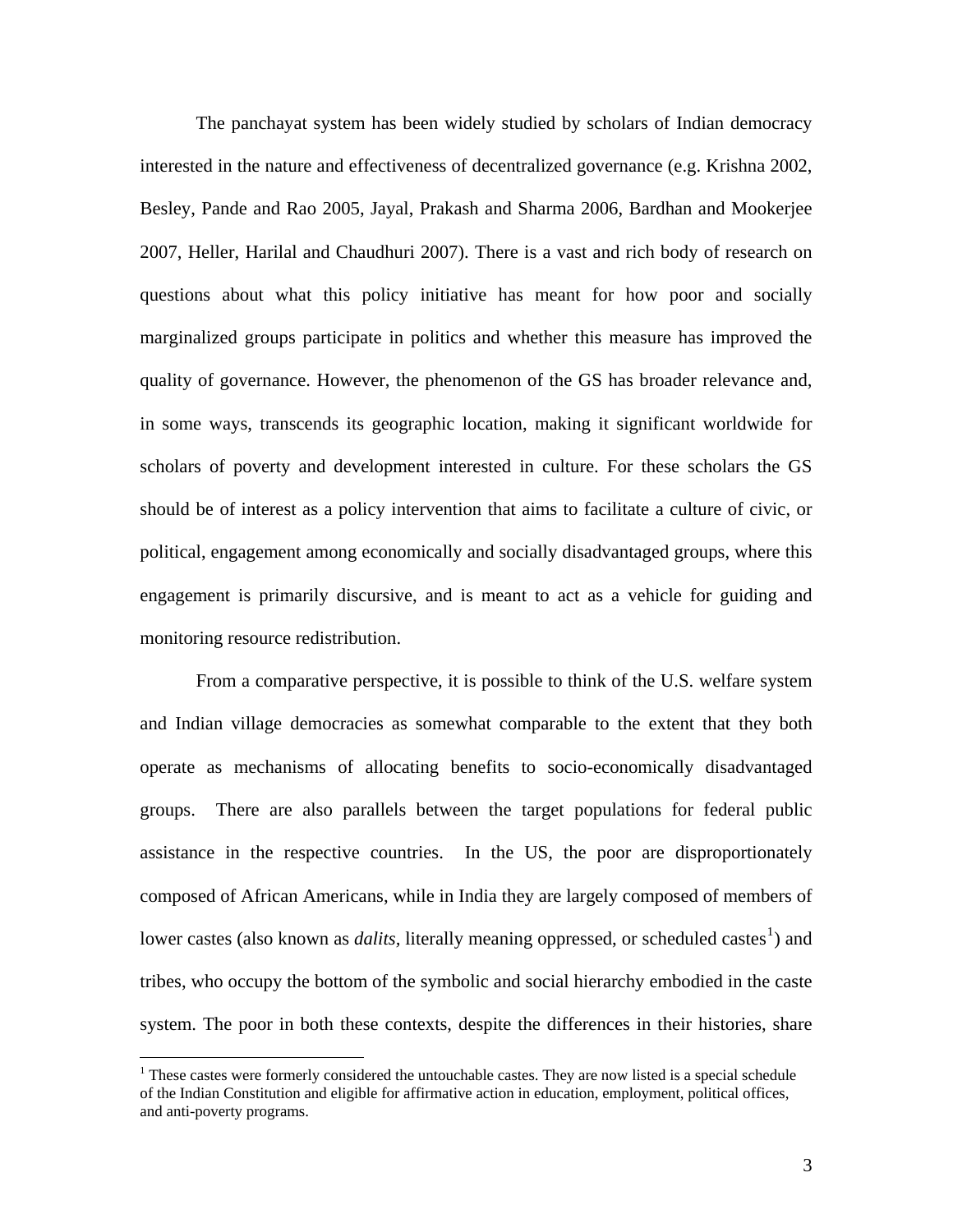The panchayat system has been widely studied by scholars of Indian democracy interested in the nature and effectiveness of decentralized governance (e.g. Krishna 2002, Besley, Pande and Rao 2005, Jayal, Prakash and Sharma 2006, Bardhan and Mookerjee 2007, Heller, Harilal and Chaudhuri 2007). There is a vast and rich body of research on questions about what this policy initiative has meant for how poor and socially marginalized groups participate in politics and whether this measure has improved the quality of governance. However, the phenomenon of the GS has broader relevance and, in some ways, transcends its geographic location, making it significant worldwide for scholars of poverty and development interested in culture. For these scholars the GS should be of interest as a policy intervention that aims to facilitate a culture of civic, or political, engagement among economically and socially disadvantaged groups, where this engagement is primarily discursive, and is meant to act as a vehicle for guiding and monitoring resource redistribution.

From a comparative perspective, it is possible to think of the U.S. welfare system and Indian village democracies as somewhat comparable to the extent that they both operate as mechanisms of allocating benefits to socio-economically disadvantaged groups. There are also parallels between the target populations for federal public assistance in the respective countries. In the US, the poor are disproportionately composed of African Americans, while in India they are largely composed of members of lower castes (also known as *dalits,* literally meaning oppressed, or scheduled castes[1]) and tribes, who occupy the bottom of the symbolic and social hierarchy embodied in the caste system. The poor in both these contexts, despite the differences in their histories, share

[1] These castes were formerly considered the untouchable castes. They are now listed is a special schedule of the Indian Constitution and eligible for affirmative action in education, employment, political offices, and anti-poverty programs.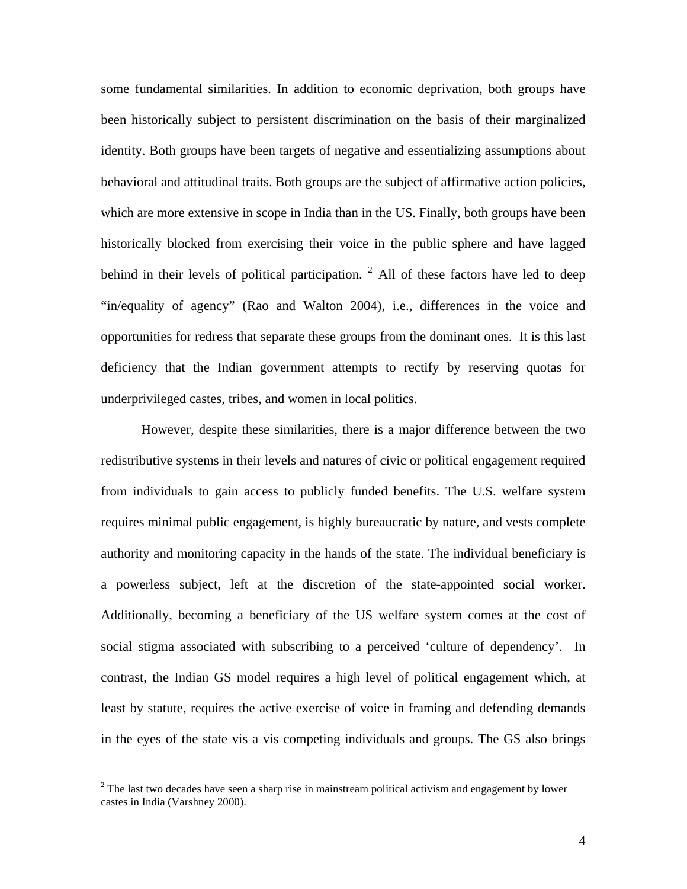some fundamental similarities. In addition to economic deprivation, both groups have been historically subject to persistent discrimination on the basis of their marginalized identity. Both groups have been targets of negative and essentializing assumptions about behavioral and attitudinal traits. Both groups are the subject of affirmative action policies, which are more extensive in scope in India than in the US. Finally, both groups have been historically blocked from exercising their voice in the public sphere and have lagged behind in their levels of political participation. [2] All of these factors have led to deep "in/equality of agency" (Rao and Walton 2004), i.e., differences in the voice and opportunities for redress that separate these groups from the dominant ones. It is this last deficiency that the Indian government attempts to rectify by reserving quotas for underprivileged castes, tribes, and women in local politics.

However, despite these similarities, there is a major difference between the two redistributive systems in their levels and natures of civic or political engagement required from individuals to gain access to publicly funded benefits. The U.S. welfare system requires minimal public engagement, is highly bureaucratic by nature, and vests complete authority and monitoring capacity in the hands of the state. The individual beneficiary is a powerless subject, left at the discretion of the state-appointed social worker. Additionally, becoming a beneficiary of the US welfare system comes at the cost of social stigma associated with subscribing to a perceived 'culture of dependency'. In contrast, the Indian GS model requires a high level of political engagement which, at least by statute, requires the active exercise of voice in framing and defending demands in the eyes of the state vis a vis competing individuals and groups. The GS also brings

[2] The last two decades have seen a sharp rise in mainstream political activism and engagement by lower castes in India (Varshney 2000).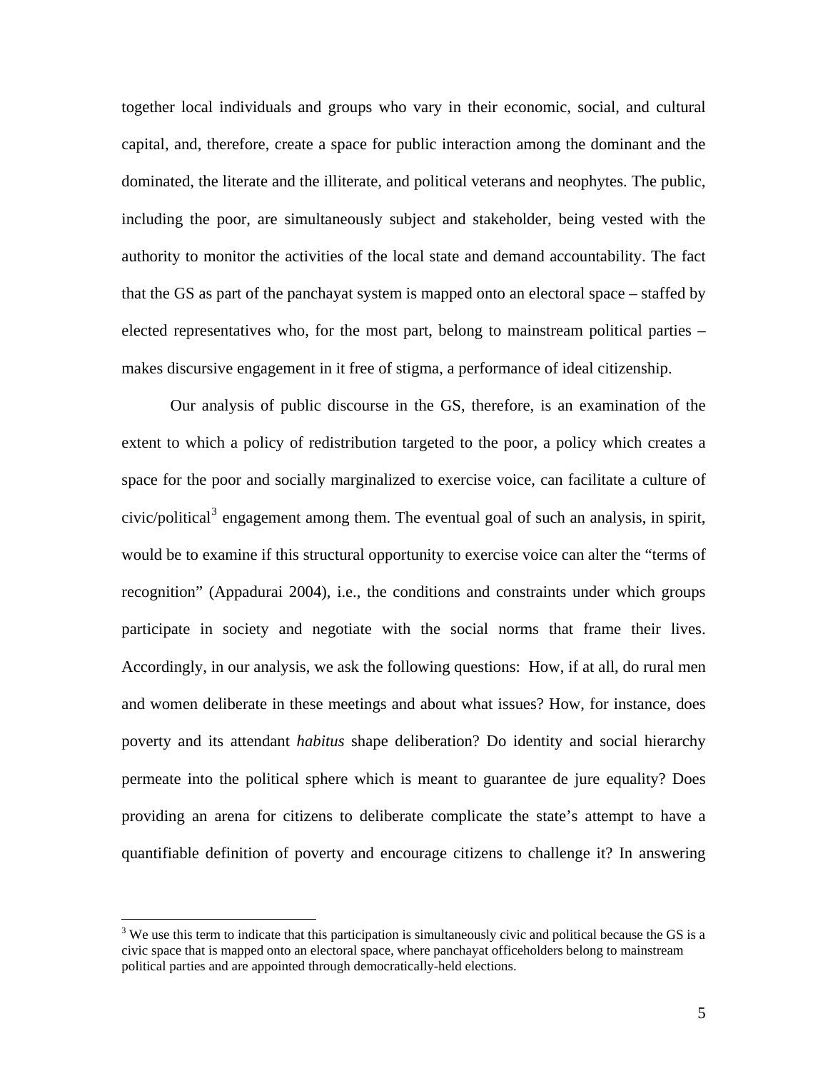together local individuals and groups who vary in their economic, social, and cultural capital, and, therefore, create a space for public interaction among the dominant and the dominated, the literate and the illiterate, and political veterans and neophytes. The public, including the poor, are simultaneously subject and stakeholder, being vested with the authority to monitor the activities of the local state and demand accountability. The fact that the GS as part of the panchayat system is mapped onto an electoral space – staffed by elected representatives who, for the most part, belong to mainstream political parties – makes discursive engagement in it free of stigma, a performance of ideal citizenship.

Our analysis of public discourse in the GS, therefore, is an examination of the extent to which a policy of redistribution targeted to the poor, a policy which creates a space for the poor and socially marginalized to exercise voice, can facilitate a culture of civic/political[3] engagement among them. The eventual goal of such an analysis, in spirit, would be to examine if this structural opportunity to exercise voice can alter the "terms of recognition" (Appadurai 2004), i.e., the conditions and constraints under which groups participate in society and negotiate with the social norms that frame their lives. Accordingly, in our analysis, we ask the following questions: How, if at all, do rural men and women deliberate in these meetings and about what issues? How, for instance, does poverty and its attendant *habitus* shape deliberation? Do identity and social hierarchy permeate into the political sphere which is meant to guarantee de jure equality? Does providing an arena for citizens to deliberate complicate the state's attempt to have a quantifiable definition of poverty and encourage citizens to challenge it? In answering

[3] We use this term to indicate that this participation is simultaneously civic and political because the GS is a civic space that is mapped onto an electoral space, where panchayat officeholders belong to mainstream political parties and are appointed through democratically-held elections.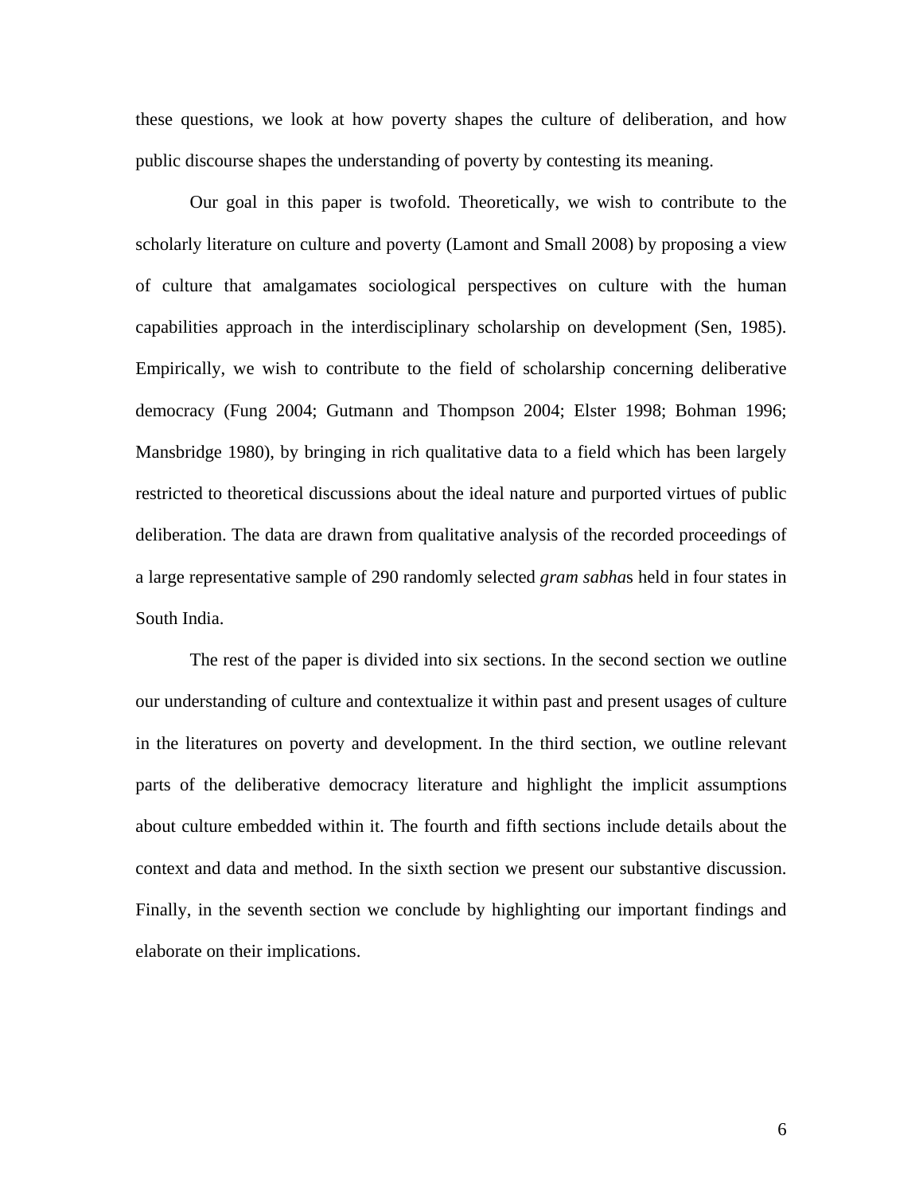these questions, we look at how poverty shapes the culture of deliberation, and how public discourse shapes the understanding of poverty by contesting its meaning.

Our goal in this paper is twofold. Theoretically, we wish to contribute to the scholarly literature on culture and poverty (Lamont and Small 2008) by proposing a view of culture that amalgamates sociological perspectives on culture with the human capabilities approach in the interdisciplinary scholarship on development (Sen, 1985). Empirically, we wish to contribute to the field of scholarship concerning deliberative democracy (Fung 2004; Gutmann and Thompson 2004; Elster 1998; Bohman 1996; Mansbridge 1980), by bringing in rich qualitative data to a field which has been largely restricted to theoretical discussions about the ideal nature and purported virtues of public deliberation. The data are drawn from qualitative analysis of the recorded proceedings of a large representative sample of 290 randomly selected *gram sabha*s held in four states in South India.

The rest of the paper is divided into six sections. In the second section we outline our understanding of culture and contextualize it within past and present usages of culture in the literatures on poverty and development. In the third section, we outline relevant parts of the deliberative democracy literature and highlight the implicit assumptions about culture embedded within it. The fourth and fifth sections include details about the context and data and method. In the sixth section we present our substantive discussion. Finally, in the seventh section we conclude by highlighting our important findings and elaborate on their implications.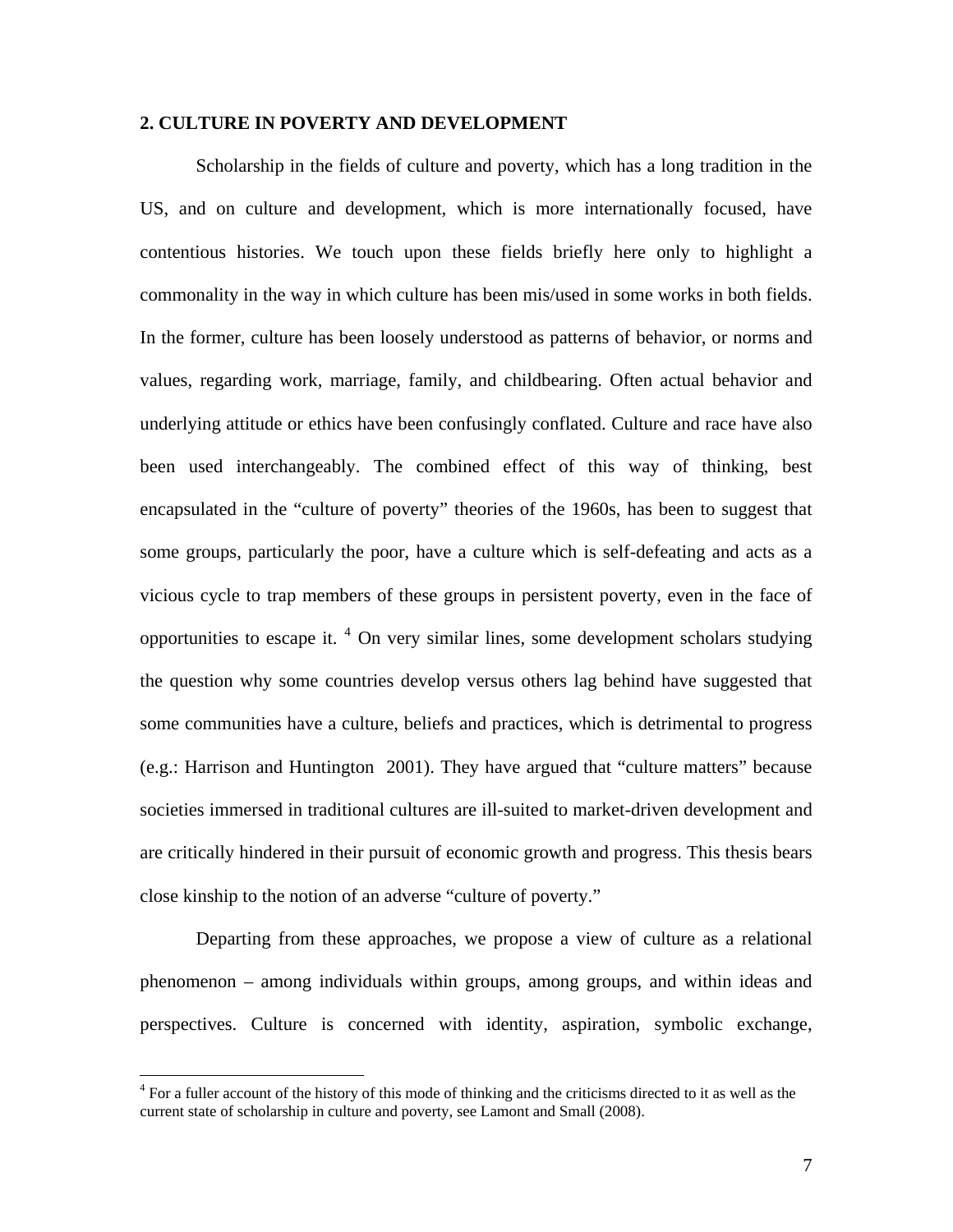## 2. CULTURE IN POVERTY AND DEVELOPMENT

Scholarship in the fields of culture and poverty, which has a long tradition in the US, and on culture and development, which is more internationally focused, have contentious histories. We touch upon these fields briefly here only to highlight a commonality in the way in which culture has been mis/used in some works in both fields. In the former, culture has been loosely understood as patterns of behavior, or norms and values, regarding work, marriage, family, and childbearing. Often actual behavior and underlying attitude or ethics have been confusingly conflated. Culture and race have also been used interchangeably. The combined effect of this way of thinking, best encapsulated in the "culture of poverty" theories of the 1960s, has been to suggest that some groups, particularly the poor, have a culture which is self-defeating and acts as a vicious cycle to trap members of these groups in persistent poverty, even in the face of opportunities to escape it. [4] On very similar lines, some development scholars studying the question why some countries develop versus others lag behind have suggested that some communities have a culture, beliefs and practices, which is detrimental to progress (e.g.: Harrison and Huntington 2001). They have argued that "culture matters" because societies immersed in traditional cultures are ill-suited to market-driven development and are critically hindered in their pursuit of economic growth and progress. This thesis bears close kinship to the notion of an adverse "culture of poverty."

Departing from these approaches, we propose a view of culture as a relational phenomenon – among individuals within groups, among groups, and within ideas and perspectives. Culture is concerned with identity, aspiration, symbolic exchange,

[4] For a fuller account of the history of this mode of thinking and the criticisms directed to it as well as the current state of scholarship in culture and poverty, see Lamont and Small (2008).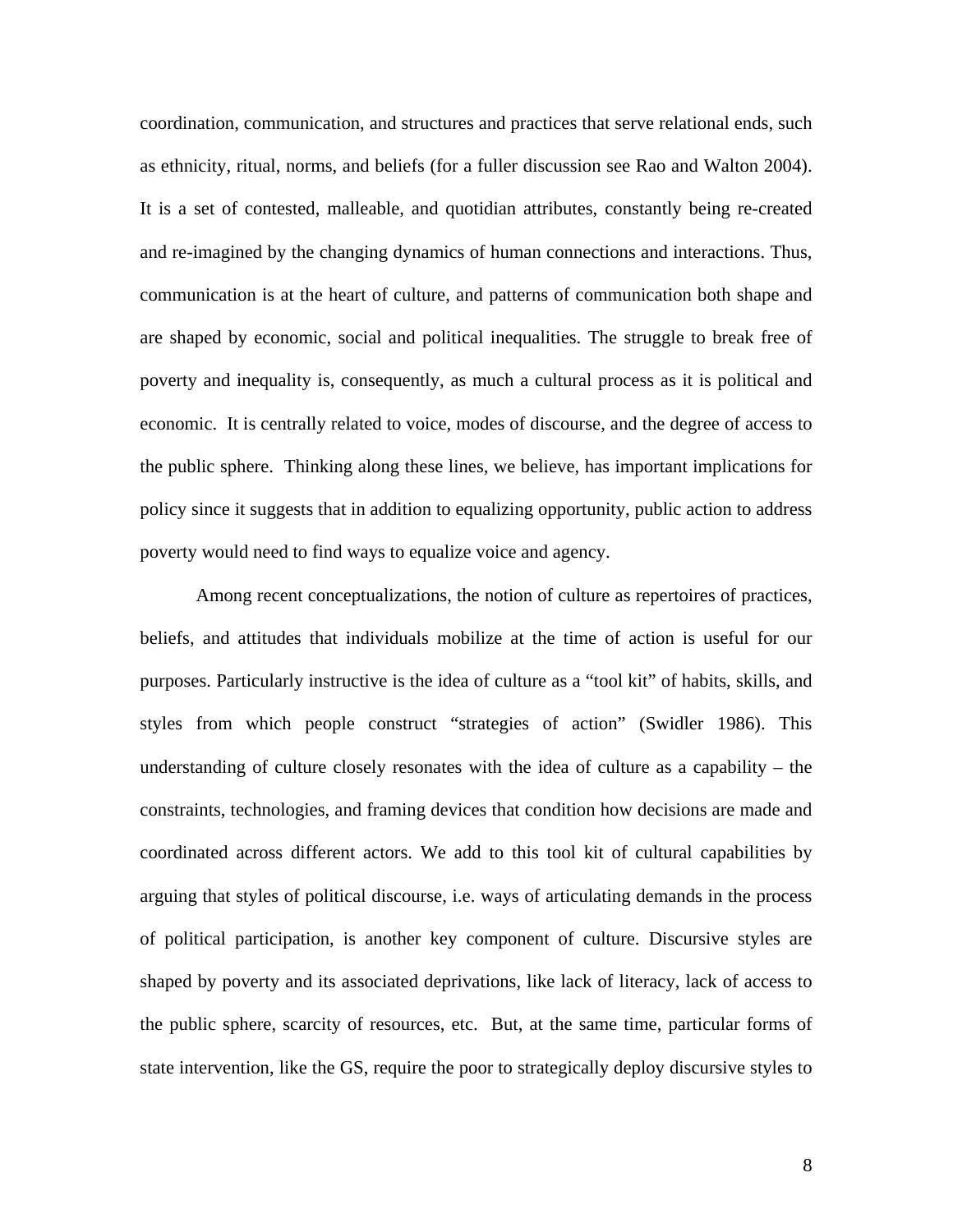coordination, communication, and structures and practices that serve relational ends, such as ethnicity, ritual, norms, and beliefs (for a fuller discussion see Rao and Walton 2004). It is a set of contested, malleable, and quotidian attributes, constantly being re-created and re-imagined by the changing dynamics of human connections and interactions. Thus, communication is at the heart of culture, and patterns of communication both shape and are shaped by economic, social and political inequalities. The struggle to break free of poverty and inequality is, consequently, as much a cultural process as it is political and economic. It is centrally related to voice, modes of discourse, and the degree of access to the public sphere. Thinking along these lines, we believe, has important implications for policy since it suggests that in addition to equalizing opportunity, public action to address poverty would need to find ways to equalize voice and agency.

Among recent conceptualizations, the notion of culture as repertoires of practices, beliefs, and attitudes that individuals mobilize at the time of action is useful for our purposes. Particularly instructive is the idea of culture as a "tool kit" of habits, skills, and styles from which people construct "strategies of action" (Swidler 1986). This understanding of culture closely resonates with the idea of culture as a capability – the constraints, technologies, and framing devices that condition how decisions are made and coordinated across different actors. We add to this tool kit of cultural capabilities by arguing that styles of political discourse, i.e. ways of articulating demands in the process of political participation, is another key component of culture. Discursive styles are shaped by poverty and its associated deprivations, like lack of literacy, lack of access to the public sphere, scarcity of resources, etc. But, at the same time, particular forms of state intervention, like the GS, require the poor to strategically deploy discursive styles to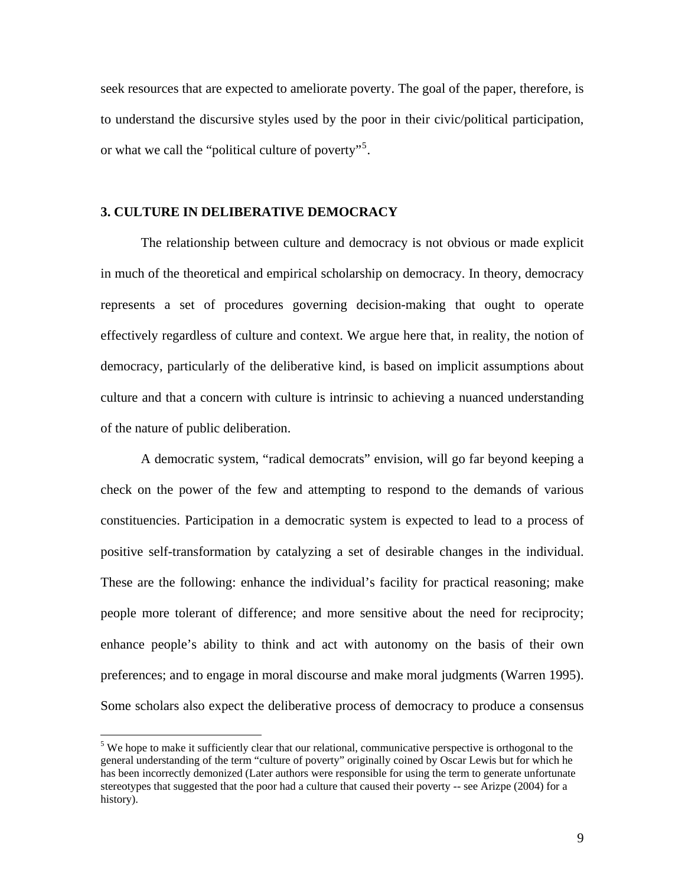seek resources that are expected to ameliorate poverty. The goal of the paper, therefore, is to understand the discursive styles used by the poor in their civic/political participation, or what we call the "political culture of poverty"[5].

## 3. CULTURE IN DELIBERATIVE DEMOCRACY

The relationship between culture and democracy is not obvious or made explicit in much of the theoretical and empirical scholarship on democracy. In theory, democracy represents a set of procedures governing decision-making that ought to operate effectively regardless of culture and context. We argue here that, in reality, the notion of democracy, particularly of the deliberative kind, is based on implicit assumptions about culture and that a concern with culture is intrinsic to achieving a nuanced understanding of the nature of public deliberation.

A democratic system, "radical democrats" envision, will go far beyond keeping a check on the power of the few and attempting to respond to the demands of various constituencies. Participation in a democratic system is expected to lead to a process of positive self-transformation by catalyzing a set of desirable changes in the individual. These are the following: enhance the individual's facility for practical reasoning; make people more tolerant of difference; and more sensitive about the need for reciprocity; enhance people's ability to think and act with autonomy on the basis of their own preferences; and to engage in moral discourse and make moral judgments (Warren 1995). Some scholars also expect the deliberative process of democracy to produce a consensus

[5] We hope to make it sufficiently clear that our relational, communicative perspective is orthogonal to the general understanding of the term "culture of poverty" originally coined by Oscar Lewis but for which he has been incorrectly demonized (Later authors were responsible for using the term to generate unfortunate stereotypes that suggested that the poor had a culture that caused their poverty -- see Arizpe (2004) for a history).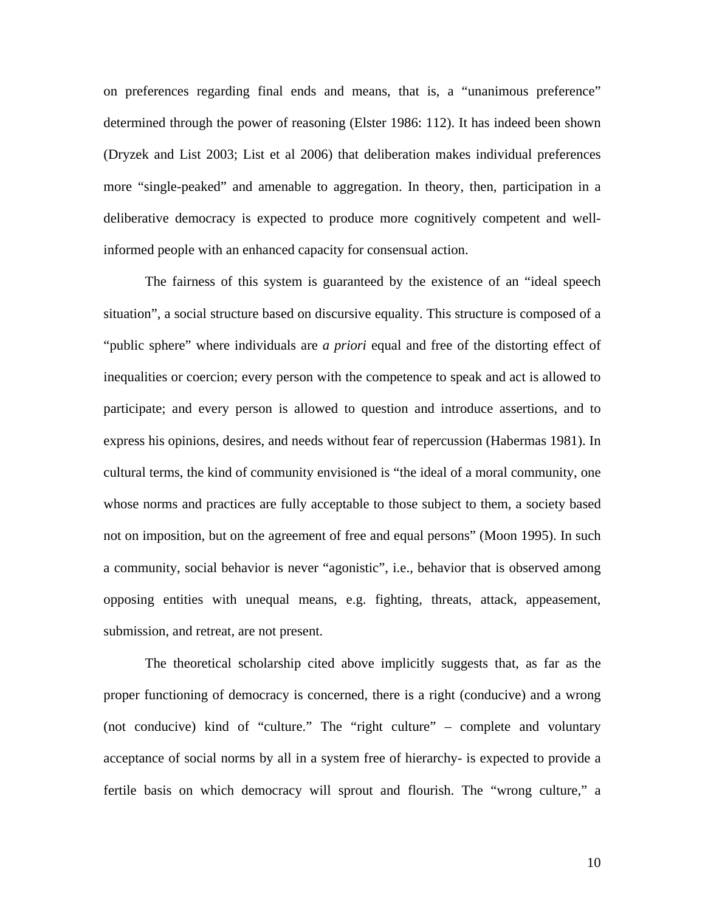on preferences regarding final ends and means, that is, a "unanimous preference" determined through the power of reasoning (Elster 1986: 112). It has indeed been shown (Dryzek and List 2003; List et al 2006) that deliberation makes individual preferences more "single-peaked" and amenable to aggregation. In theory, then, participation in a deliberative democracy is expected to produce more cognitively competent and well-informed people with an enhanced capacity for consensual action.

The fairness of this system is guaranteed by the existence of an "ideal speech situation", a social structure based on discursive equality. This structure is composed of a "public sphere" where individuals are *a priori* equal and free of the distorting effect of inequalities or coercion; every person with the competence to speak and act is allowed to participate; and every person is allowed to question and introduce assertions, and to express his opinions, desires, and needs without fear of repercussion (Habermas 1981). In cultural terms, the kind of community envisioned is "the ideal of a moral community, one whose norms and practices are fully acceptable to those subject to them, a society based not on imposition, but on the agreement of free and equal persons" (Moon 1995). In such a community, social behavior is never "agonistic", i.e., behavior that is observed among opposing entities with unequal means, e.g. fighting, threats, attack, appeasement, submission, and retreat, are not present.

The theoretical scholarship cited above implicitly suggests that, as far as the proper functioning of democracy is concerned, there is a right (conducive) and a wrong (not conducive) kind of "culture." The "right culture" – complete and voluntary acceptance of social norms by all in a system free of hierarchy- is expected to provide a fertile basis on which democracy will sprout and flourish. The "wrong culture," a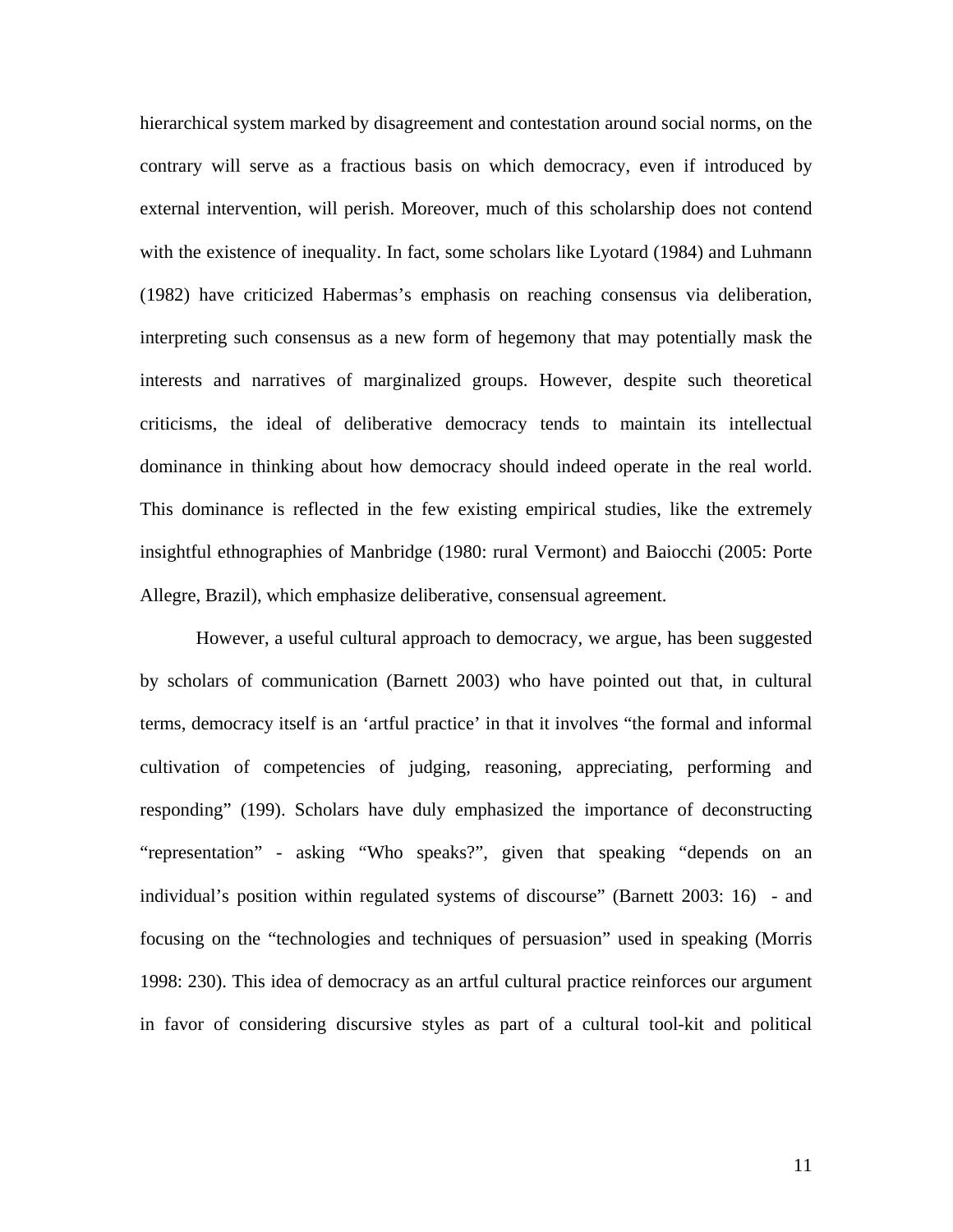hierarchical system marked by disagreement and contestation around social norms, on the contrary will serve as a fractious basis on which democracy, even if introduced by external intervention, will perish. Moreover, much of this scholarship does not contend with the existence of inequality. In fact, some scholars like Lyotard (1984) and Luhmann (1982) have criticized Habermas's emphasis on reaching consensus via deliberation, interpreting such consensus as a new form of hegemony that may potentially mask the interests and narratives of marginalized groups. However, despite such theoretical criticisms, the ideal of deliberative democracy tends to maintain its intellectual dominance in thinking about how democracy should indeed operate in the real world. This dominance is reflected in the few existing empirical studies, like the extremely insightful ethnographies of Manbridge (1980: rural Vermont) and Baiocchi (2005: Porte Allegre, Brazil), which emphasize deliberative, consensual agreement.

However, a useful cultural approach to democracy, we argue, has been suggested by scholars of communication (Barnett 2003) who have pointed out that, in cultural terms, democracy itself is an 'artful practice' in that it involves "the formal and informal cultivation of competencies of judging, reasoning, appreciating, performing and responding" (199). Scholars have duly emphasized the importance of deconstructing "representation" - asking "Who speaks?", given that speaking "depends on an individual's position within regulated systems of discourse" (Barnett 2003: 16) - and focusing on the "technologies and techniques of persuasion" used in speaking (Morris 1998: 230). This idea of democracy as an artful cultural practice reinforces our argument in favor of considering discursive styles as part of a cultural tool-kit and political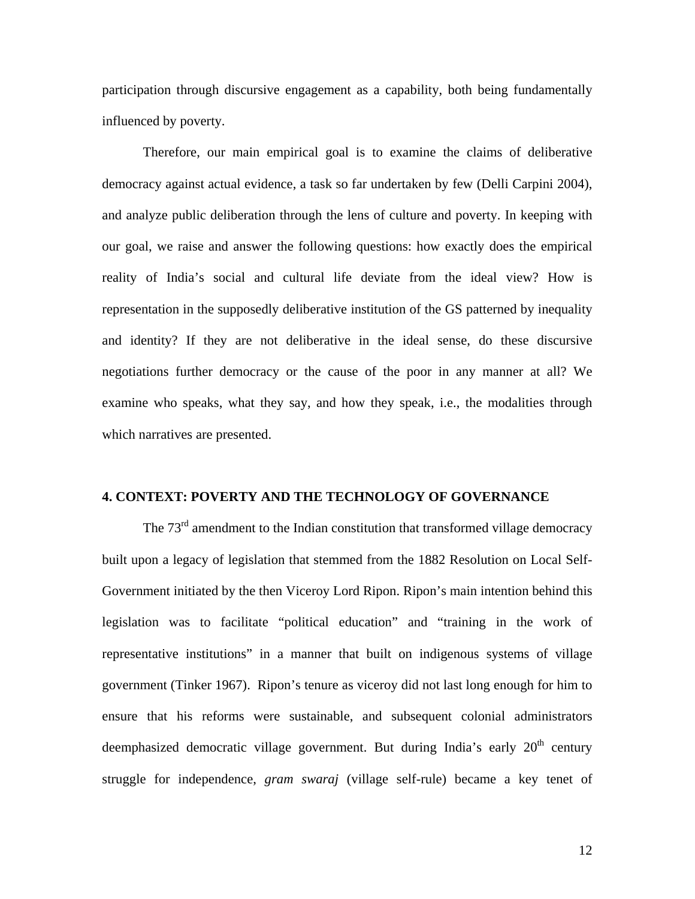participation through discursive engagement as a capability, both being fundamentally influenced by poverty.

Therefore, our main empirical goal is to examine the claims of deliberative democracy against actual evidence, a task so far undertaken by few (Delli Carpini 2004), and analyze public deliberation through the lens of culture and poverty. In keeping with our goal, we raise and answer the following questions: how exactly does the empirical reality of India's social and cultural life deviate from the ideal view? How is representation in the supposedly deliberative institution of the GS patterned by inequality and identity? If they are not deliberative in the ideal sense, do these discursive negotiations further democracy or the cause of the poor in any manner at all? We examine who speaks, what they say, and how they speak, i.e., the modalities through which narratives are presented.

## 4. CONTEXT: POVERTY AND THE TECHNOLOGY OF GOVERNANCE

The 73rd amendment to the Indian constitution that transformed village democracy built upon a legacy of legislation that stemmed from the 1882 Resolution on Local Self-Government initiated by the then Viceroy Lord Ripon. Ripon's main intention behind this legislation was to facilitate "political education" and "training in the work of representative institutions" in a manner that built on indigenous systems of village government (Tinker 1967). Ripon's tenure as viceroy did not last long enough for him to ensure that his reforms were sustainable, and subsequent colonial administrators deemphasized democratic village government. But during India's early 20th century struggle for independence, *gram swaraj* (village self-rule) became a key tenet of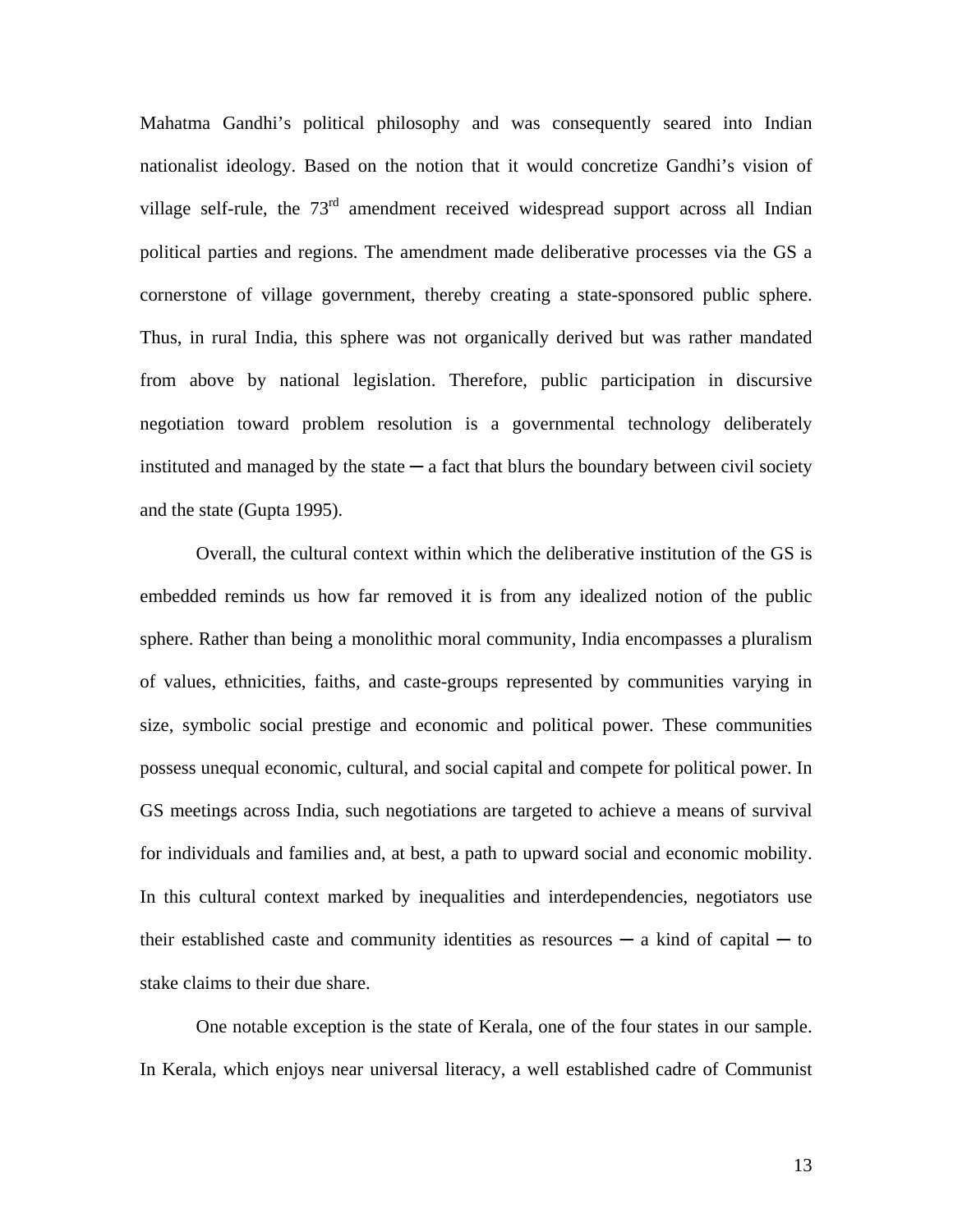Mahatma Gandhi's political philosophy and was consequently seared into Indian nationalist ideology. Based on the notion that it would concretize Gandhi's vision of village self-rule, the 73rd amendment received widespread support across all Indian political parties and regions. The amendment made deliberative processes via the GS a cornerstone of village government, thereby creating a state-sponsored public sphere. Thus, in rural India, this sphere was not organically derived but was rather mandated from above by national legislation. Therefore, public participation in discursive negotiation toward problem resolution is a governmental technology deliberately instituted and managed by the state ─ a fact that blurs the boundary between civil society and the state (Gupta 1995).

Overall, the cultural context within which the deliberative institution of the GS is embedded reminds us how far removed it is from any idealized notion of the public sphere. Rather than being a monolithic moral community, India encompasses a pluralism of values, ethnicities, faiths, and caste-groups represented by communities varying in size, symbolic social prestige and economic and political power. These communities possess unequal economic, cultural, and social capital and compete for political power. In GS meetings across India, such negotiations are targeted to achieve a means of survival for individuals and families and, at best, a path to upward social and economic mobility. In this cultural context marked by inequalities and interdependencies, negotiators use their established caste and community identities as resources ─ a kind of capital ─ to stake claims to their due share.

One notable exception is the state of Kerala, one of the four states in our sample. In Kerala, which enjoys near universal literacy, a well established cadre of Communist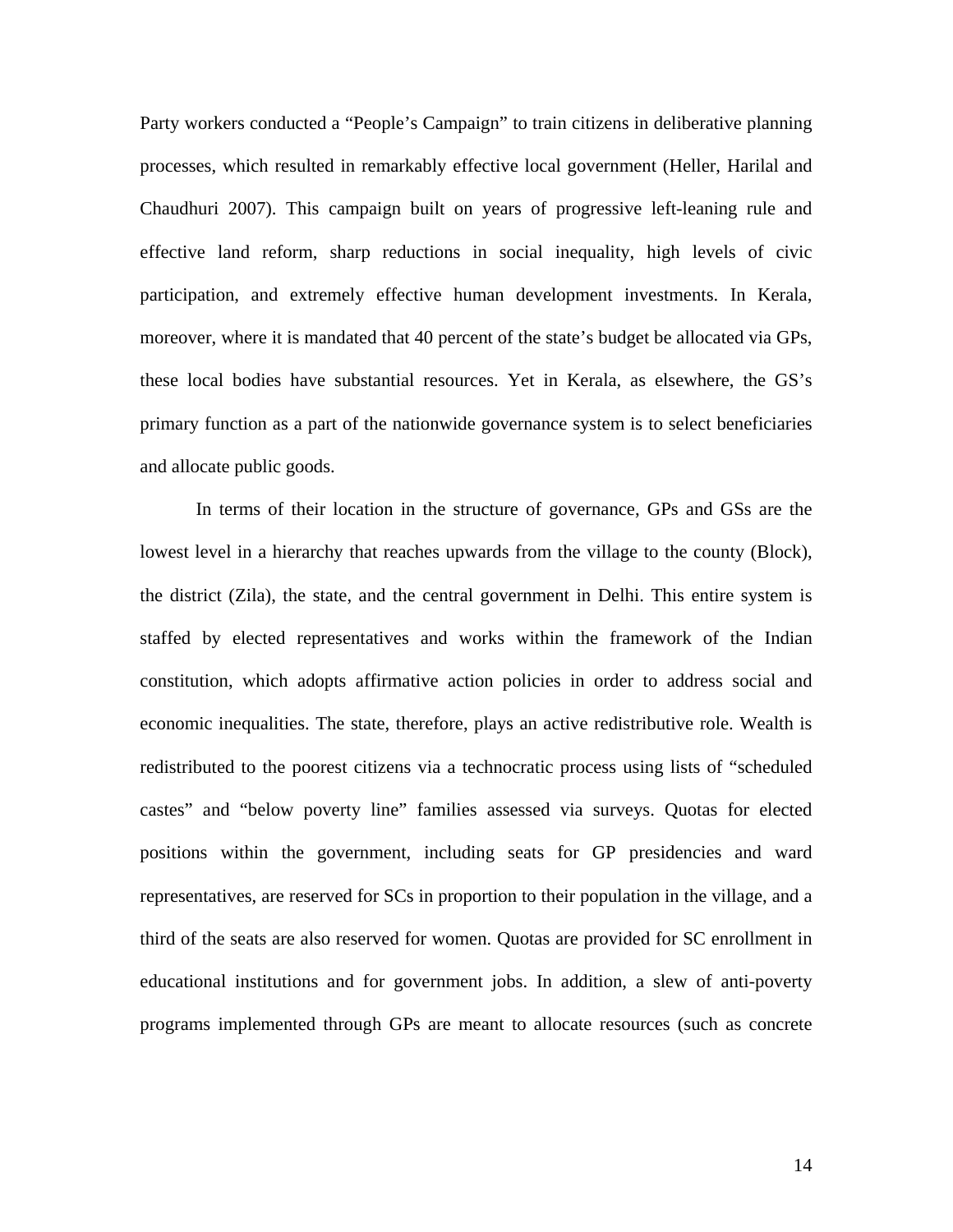Party workers conducted a "People's Campaign" to train citizens in deliberative planning processes, which resulted in remarkably effective local government (Heller, Harilal and Chaudhuri 2007). This campaign built on years of progressive left-leaning rule and effective land reform, sharp reductions in social inequality, high levels of civic participation, and extremely effective human development investments. In Kerala, moreover, where it is mandated that 40 percent of the state's budget be allocated via GPs, these local bodies have substantial resources. Yet in Kerala, as elsewhere, the GS's primary function as a part of the nationwide governance system is to select beneficiaries and allocate public goods.

In terms of their location in the structure of governance, GPs and GSs are the lowest level in a hierarchy that reaches upwards from the village to the county (Block), the district (Zila), the state, and the central government in Delhi. This entire system is staffed by elected representatives and works within the framework of the Indian constitution, which adopts affirmative action policies in order to address social and economic inequalities. The state, therefore, plays an active redistributive role. Wealth is redistributed to the poorest citizens via a technocratic process using lists of "scheduled castes" and "below poverty line" families assessed via surveys. Quotas for elected positions within the government, including seats for GP presidencies and ward representatives, are reserved for SCs in proportion to their population in the village, and a third of the seats are also reserved for women. Quotas are provided for SC enrollment in educational institutions and for government jobs. In addition, a slew of anti-poverty programs implemented through GPs are meant to allocate resources (such as concrete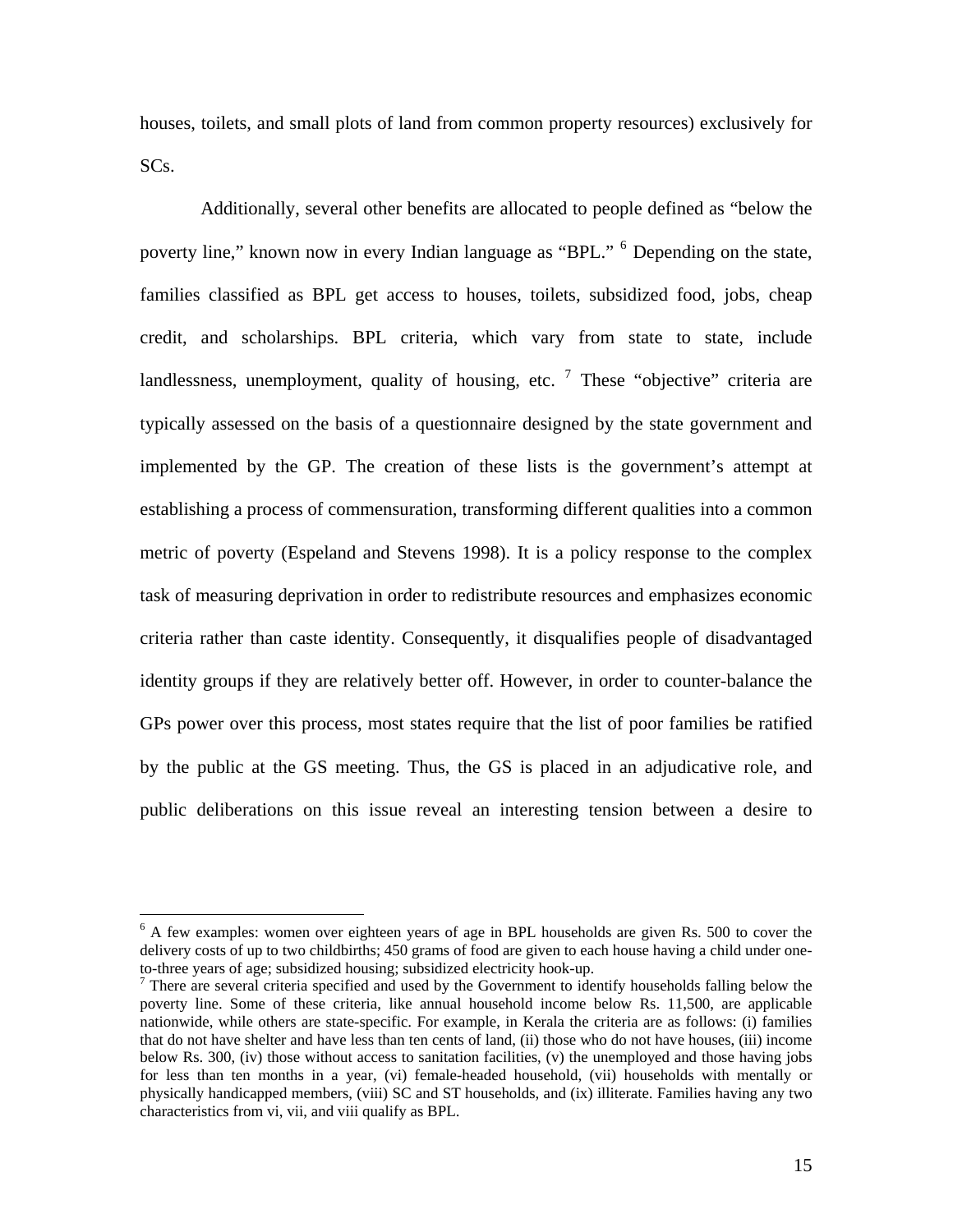houses, toilets, and small plots of land from common property resources) exclusively for SCs.

Additionally, several other benefits are allocated to people defined as "below the poverty line," known now in every Indian language as "BPL." [6] Depending on the state, families classified as BPL get access to houses, toilets, subsidized food, jobs, cheap credit, and scholarships. BPL criteria, which vary from state to state, include landlessness, unemployment, quality of housing, etc. [7] These "objective" criteria are typically assessed on the basis of a questionnaire designed by the state government and implemented by the GP. The creation of these lists is the government's attempt at establishing a process of commensuration, transforming different qualities into a common metric of poverty (Espeland and Stevens 1998). It is a policy response to the complex task of measuring deprivation in order to redistribute resources and emphasizes economic criteria rather than caste identity. Consequently, it disqualifies people of disadvantaged identity groups if they are relatively better off. However, in order to counter-balance the GPs power over this process, most states require that the list of poor families be ratified by the public at the GS meeting. Thus, the GS is placed in an adjudicative role, and public deliberations on this issue reveal an interesting tension between a desire to

---

[6] A few examples: women over eighteen years of age in BPL households are given Rs. 500 to cover the delivery costs of up to two childbirths; 450 grams of food are given to each house having a child under one-to-three years of age; subsidized housing; subsidized electricity hook-up.

[7] There are several criteria specified and used by the Government to identify households falling below the poverty line. Some of these criteria, like annual household income below Rs. 11,500, are applicable nationwide, while others are state-specific. For example, in Kerala the criteria are as follows: (i) families that do not have shelter and have less than ten cents of land, (ii) those who do not have houses, (iii) income below Rs. 300, (iv) those without access to sanitation facilities, (v) the unemployed and those having jobs for less than ten months in a year, (vi) female-headed household, (vii) households with mentally or physically handicapped members, (viii) SC and ST households, and (ix) illiterate. Families having any two characteristics from vi, vii, and viii qualify as BPL.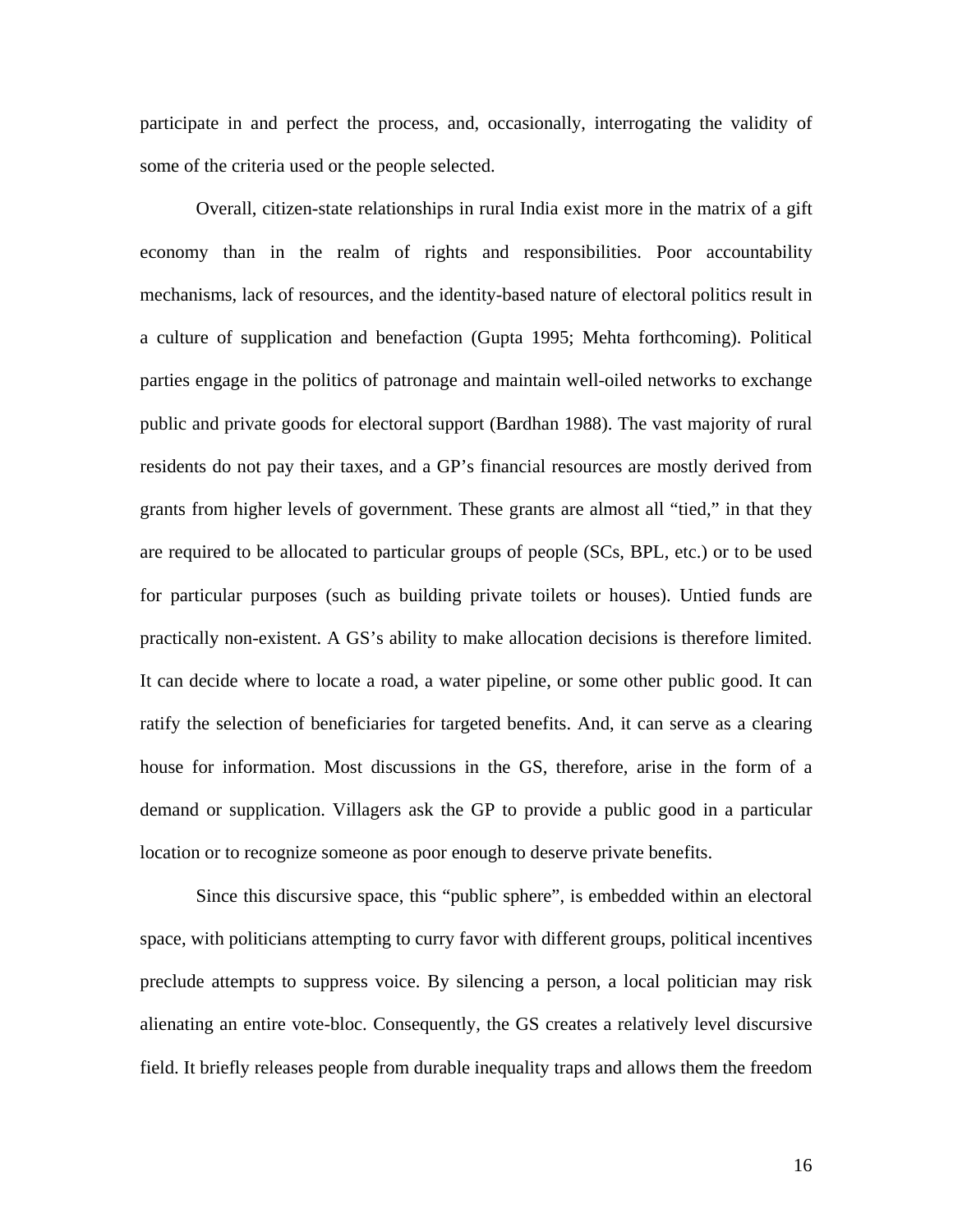participate in and perfect the process, and, occasionally, interrogating the validity of some of the criteria used or the people selected.

Overall, citizen-state relationships in rural India exist more in the matrix of a gift economy than in the realm of rights and responsibilities. Poor accountability mechanisms, lack of resources, and the identity-based nature of electoral politics result in a culture of supplication and benefaction (Gupta 1995; Mehta forthcoming). Political parties engage in the politics of patronage and maintain well-oiled networks to exchange public and private goods for electoral support (Bardhan 1988). The vast majority of rural residents do not pay their taxes, and a GP's financial resources are mostly derived from grants from higher levels of government. These grants are almost all "tied," in that they are required to be allocated to particular groups of people (SCs, BPL, etc.) or to be used for particular purposes (such as building private toilets or houses). Untied funds are practically non-existent. A GS's ability to make allocation decisions is therefore limited. It can decide where to locate a road, a water pipeline, or some other public good. It can ratify the selection of beneficiaries for targeted benefits. And, it can serve as a clearing house for information. Most discussions in the GS, therefore, arise in the form of a demand or supplication. Villagers ask the GP to provide a public good in a particular location or to recognize someone as poor enough to deserve private benefits.

Since this discursive space, this "public sphere", is embedded within an electoral space, with politicians attempting to curry favor with different groups, political incentives preclude attempts to suppress voice. By silencing a person, a local politician may risk alienating an entire vote-bloc. Consequently, the GS creates a relatively level discursive field. It briefly releases people from durable inequality traps and allows them the freedom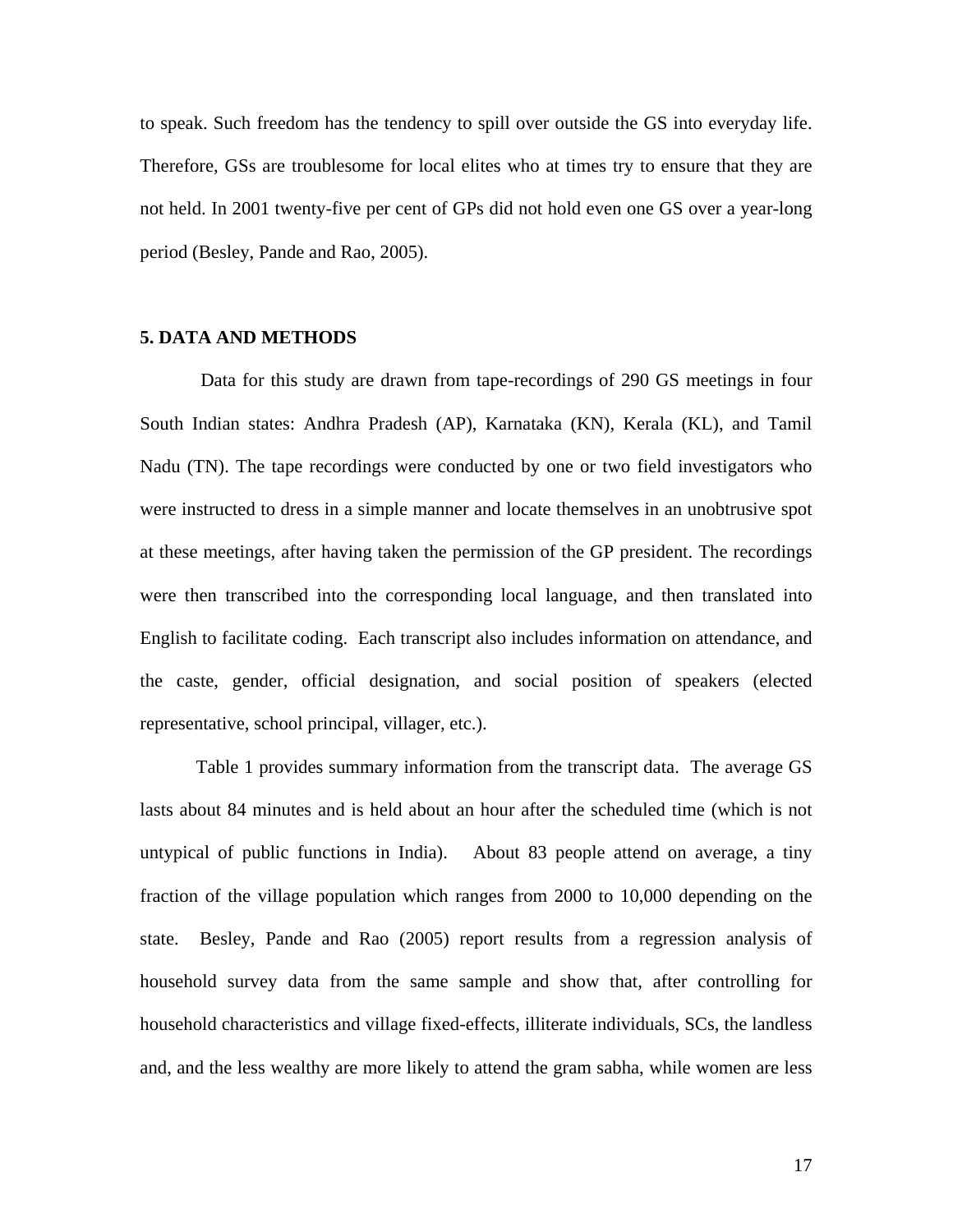to speak. Such freedom has the tendency to spill over outside the GS into everyday life. Therefore, GSs are troublesome for local elites who at times try to ensure that they are not held. In 2001 twenty-five per cent of GPs did not hold even one GS over a year-long period (Besley, Pande and Rao, 2005).

## 5. DATA AND METHODS

Data for this study are drawn from tape-recordings of 290 GS meetings in four South Indian states: Andhra Pradesh (AP), Karnataka (KN), Kerala (KL), and Tamil Nadu (TN). The tape recordings were conducted by one or two field investigators who were instructed to dress in a simple manner and locate themselves in an unobtrusive spot at these meetings, after having taken the permission of the GP president. The recordings were then transcribed into the corresponding local language, and then translated into English to facilitate coding. Each transcript also includes information on attendance, and the caste, gender, official designation, and social position of speakers (elected representative, school principal, villager, etc.).

Table 1 provides summary information from the transcript data. The average GS lasts about 84 minutes and is held about an hour after the scheduled time (which is not untypical of public functions in India). About 83 people attend on average, a tiny fraction of the village population which ranges from 2000 to 10,000 depending on the state. Besley, Pande and Rao (2005) report results from a regression analysis of household survey data from the same sample and show that, after controlling for household characteristics and village fixed-effects, illiterate individuals, SCs, the landless and, and the less wealthy are more likely to attend the gram sabha, while women are less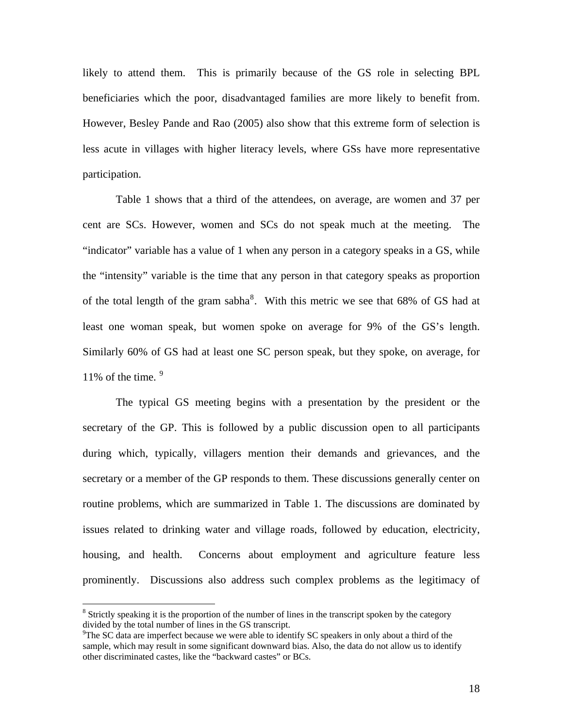likely to attend them. This is primarily because of the GS role in selecting BPL beneficiaries which the poor, disadvantaged families are more likely to benefit from. However, Besley Pande and Rao (2005) also show that this extreme form of selection is less acute in villages with higher literacy levels, where GSs have more representative participation.

Table 1 shows that a third of the attendees, on average, are women and 37 per cent are SCs. However, women and SCs do not speak much at the meeting. The "indicator" variable has a value of 1 when any person in a category speaks in a GS, while the "intensity" variable is the time that any person in that category speaks as proportion of the total length of the gram sabha[8]. With this metric we see that 68% of GS had at least one woman speak, but women spoke on average for 9% of the GS's length. Similarly 60% of GS had at least one SC person speak, but they spoke, on average, for 11% of the time. [9]

The typical GS meeting begins with a presentation by the president or the secretary of the GP. This is followed by a public discussion open to all participants during which, typically, villagers mention their demands and grievances, and the secretary or a member of the GP responds to them. These discussions generally center on routine problems, which are summarized in Table 1. The discussions are dominated by issues related to drinking water and village roads, followed by education, electricity, housing, and health. Concerns about employment and agriculture feature less prominently. Discussions also address such complex problems as the legitimacy of

---

[8] Strictly speaking it is the proportion of the number of lines in the transcript spoken by the category divided by the total number of lines in the GS transcript.

[9] The SC data are imperfect because we were able to identify SC speakers in only about a third of the sample, which may result in some significant downward bias. Also, the data do not allow us to identify other discriminated castes, like the "backward castes" or BCs.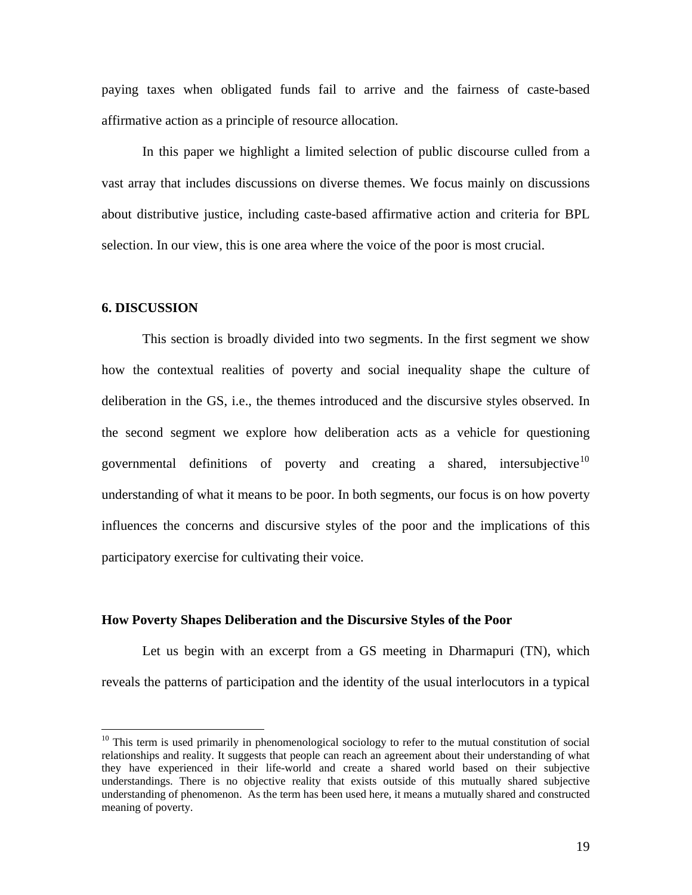paying taxes when obligated funds fail to arrive and the fairness of caste-based affirmative action as a principle of resource allocation.

In this paper we highlight a limited selection of public discourse culled from a vast array that includes discussions on diverse themes. We focus mainly on discussions about distributive justice, including caste-based affirmative action and criteria for BPL selection. In our view, this is one area where the voice of the poor is most crucial.

## 6. DISCUSSION

This section is broadly divided into two segments. In the first segment we show how the contextual realities of poverty and social inequality shape the culture of deliberation in the GS, i.e., the themes introduced and the discursive styles observed. In the second segment we explore how deliberation acts as a vehicle for questioning governmental definitions of poverty and creating a shared, intersubjective[10] understanding of what it means to be poor. In both segments, our focus is on how poverty influences the concerns and discursive styles of the poor and the implications of this participatory exercise for cultivating their voice.

### How Poverty Shapes Deliberation and the Discursive Styles of the Poor

Let us begin with an excerpt from a GS meeting in Dharmapuri (TN), which reveals the patterns of participation and the identity of the usual interlocutors in a typical

[10] This term is used primarily in phenomenological sociology to refer to the mutual constitution of social relationships and reality. It suggests that people can reach an agreement about their understanding of what they have experienced in their life-world and create a shared world based on their subjective understandings. There is no objective reality that exists outside of this mutually shared subjective understanding of phenomenon. As the term has been used here, it means a mutually shared and constructed meaning of poverty.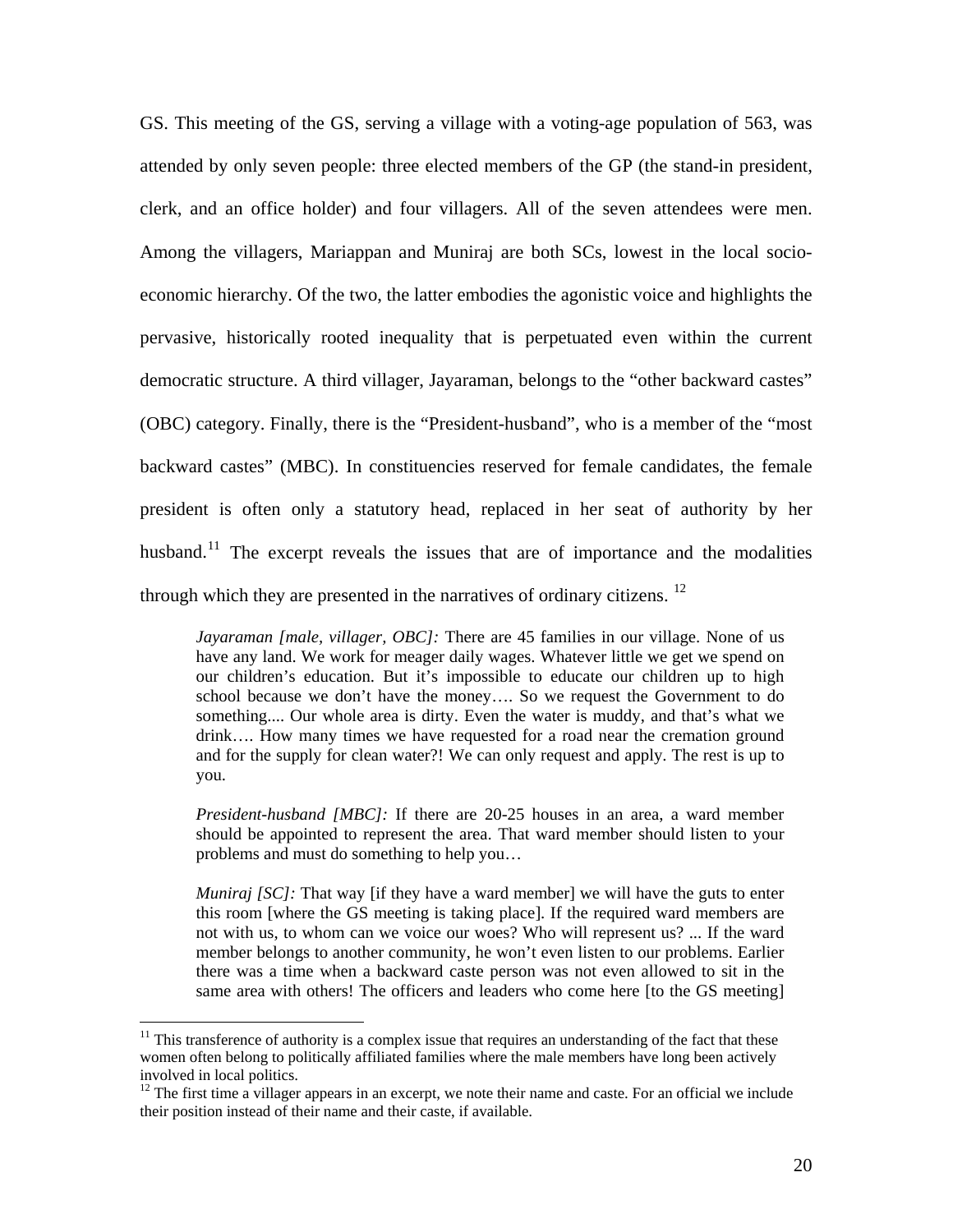GS. This meeting of the GS, serving a village with a voting-age population of 563, was attended by only seven people: three elected members of the GP (the stand-in president, clerk, and an office holder) and four villagers. All of the seven attendees were men. Among the villagers, Mariappan and Muniraj are both SCs, lowest in the local socio-economic hierarchy. Of the two, the latter embodies the agonistic voice and highlights the pervasive, historically rooted inequality that is perpetuated even within the current democratic structure. A third villager, Jayaraman, belongs to the "other backward castes" (OBC) category. Finally, there is the "President-husband", who is a member of the "most backward castes" (MBC). In constituencies reserved for female candidates, the female president is often only a statutory head, replaced in her seat of authority by her husband.[11] The excerpt reveals the issues that are of importance and the modalities through which they are presented in the narratives of ordinary citizens. [12]

> *Jayaraman [male, villager, OBC]:* There are 45 families in our village. None of us have any land. We work for meager daily wages. Whatever little we get we spend on our children's education. But it's impossible to educate our children up to high school because we don't have the money…. So we request the Government to do something.... Our whole area is dirty. Even the water is muddy, and that's what we drink…. How many times we have requested for a road near the cremation ground and for the supply for clean water?! We can only request and apply. The rest is up to you.

> *President-husband [MBC]:* If there are 20-25 houses in an area, a ward member should be appointed to represent the area. That ward member should listen to your problems and must do something to help you…

> *Muniraj [SC]:* That way [if they have a ward member] we will have the guts to enter this room [where the GS meeting is taking place]. If the required ward members are not with us, to whom can we voice our woes? Who will represent us? ... If the ward member belongs to another community, he won't even listen to our problems. Earlier there was a time when a backward caste person was not even allowed to sit in the same area with others! The officers and leaders who come here [to the GS meeting]

[11] This transference of authority is a complex issue that requires an understanding of the fact that these women often belong to politically affiliated families where the male members have long been actively involved in local politics.

[12] The first time a villager appears in an excerpt, we note their name and caste. For an official we include their position instead of their name and their caste, if available.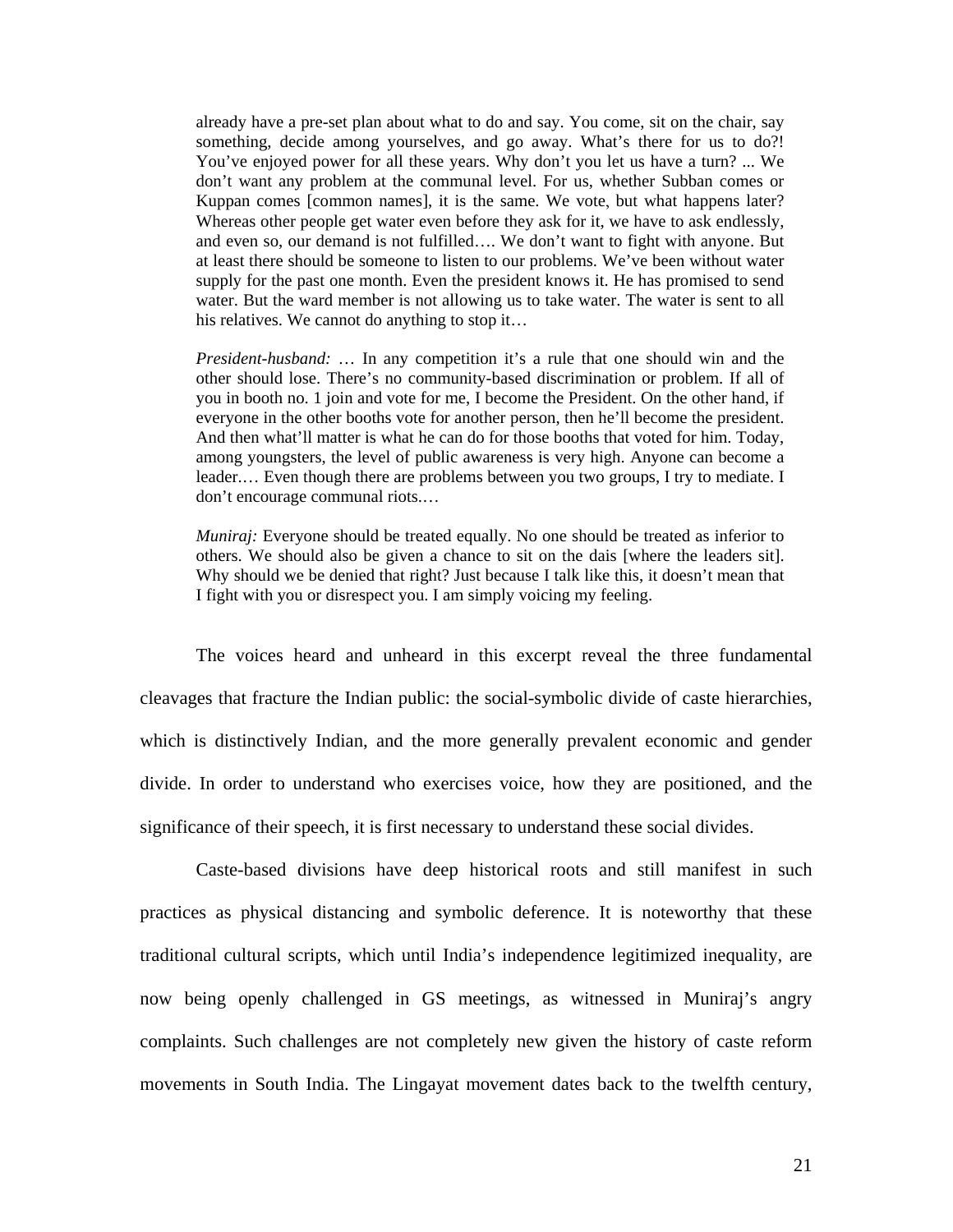> already have a pre-set plan about what to do and say. You come, sit on the chair, say something, decide among yourselves, and go away. What's there for us to do?! You've enjoyed power for all these years. Why don't you let us have a turn? ... We don't want any problem at the communal level. For us, whether Subban comes or Kuppan comes [common names], it is the same. We vote, but what happens later? Whereas other people get water even before they ask for it, we have to ask endlessly, and even so, our demand is not fulfilled…. We don't want to fight with anyone. But at least there should be someone to listen to our problems. We've been without water supply for the past one month. Even the president knows it. He has promised to send water. But the ward member is not allowing us to take water. The water is sent to all his relatives. We cannot do anything to stop it…
>
> *President-husband:* … In any competition it's a rule that one should win and the other should lose. There's no community-based discrimination or problem. If all of you in booth no. 1 join and vote for me, I become the President. On the other hand, if everyone in the other booths vote for another person, then he'll become the president. And then what'll matter is what he can do for those booths that voted for him. Today, among youngsters, the level of public awareness is very high. Anyone can become a leader.… Even though there are problems between you two groups, I try to mediate. I don't encourage communal riots.…
>
> *Muniraj:* Everyone should be treated equally. No one should be treated as inferior to others. We should also be given a chance to sit on the dais [where the leaders sit]. Why should we be denied that right? Just because I talk like this, it doesn't mean that I fight with you or disrespect you. I am simply voicing my feeling.

The voices heard and unheard in this excerpt reveal the three fundamental cleavages that fracture the Indian public: the social-symbolic divide of caste hierarchies, which is distinctively Indian, and the more generally prevalent economic and gender divide. In order to understand who exercises voice, how they are positioned, and the significance of their speech, it is first necessary to understand these social divides.

Caste-based divisions have deep historical roots and still manifest in such practices as physical distancing and symbolic deference. It is noteworthy that these traditional cultural scripts, which until India's independence legitimized inequality, are now being openly challenged in GS meetings, as witnessed in Muniraj's angry complaints. Such challenges are not completely new given the history of caste reform movements in South India. The Lingayat movement dates back to the twelfth century,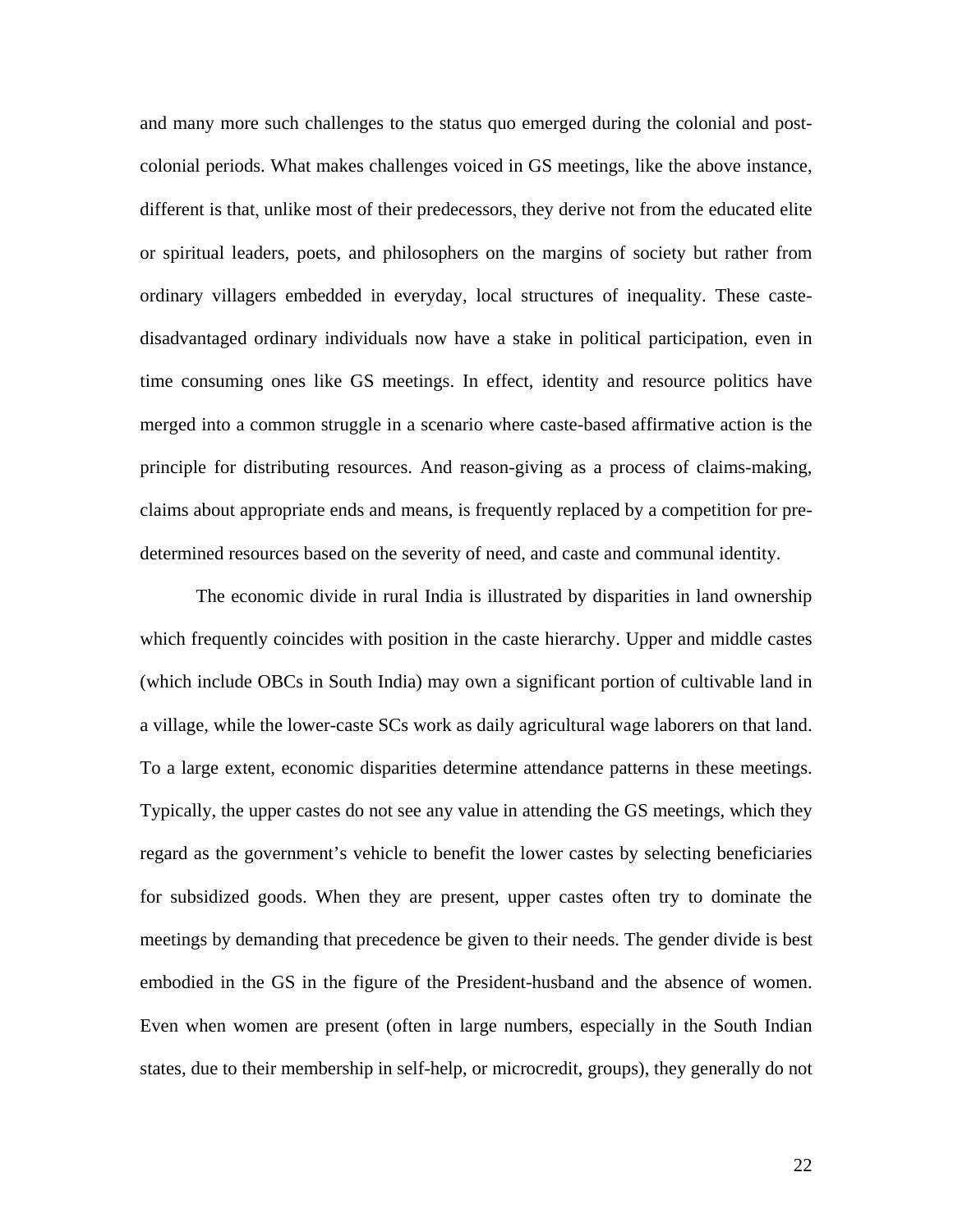and many more such challenges to the status quo emerged during the colonial and post-colonial periods. What makes challenges voiced in GS meetings, like the above instance, different is that, unlike most of their predecessors, they derive not from the educated elite or spiritual leaders, poets, and philosophers on the margins of society but rather from ordinary villagers embedded in everyday, local structures of inequality. These caste-disadvantaged ordinary individuals now have a stake in political participation, even in time consuming ones like GS meetings. In effect, identity and resource politics have merged into a common struggle in a scenario where caste-based affirmative action is the principle for distributing resources. And reason-giving as a process of claims-making, claims about appropriate ends and means, is frequently replaced by a competition for pre-determined resources based on the severity of need, and caste and communal identity.

The economic divide in rural India is illustrated by disparities in land ownership which frequently coincides with position in the caste hierarchy. Upper and middle castes (which include OBCs in South India) may own a significant portion of cultivable land in a village, while the lower-caste SCs work as daily agricultural wage laborers on that land. To a large extent, economic disparities determine attendance patterns in these meetings. Typically, the upper castes do not see any value in attending the GS meetings, which they regard as the government's vehicle to benefit the lower castes by selecting beneficiaries for subsidized goods. When they are present, upper castes often try to dominate the meetings by demanding that precedence be given to their needs. The gender divide is best embodied in the GS in the figure of the President-husband and the absence of women. Even when women are present (often in large numbers, especially in the South Indian states, due to their membership in self-help, or microcredit, groups), they generally do not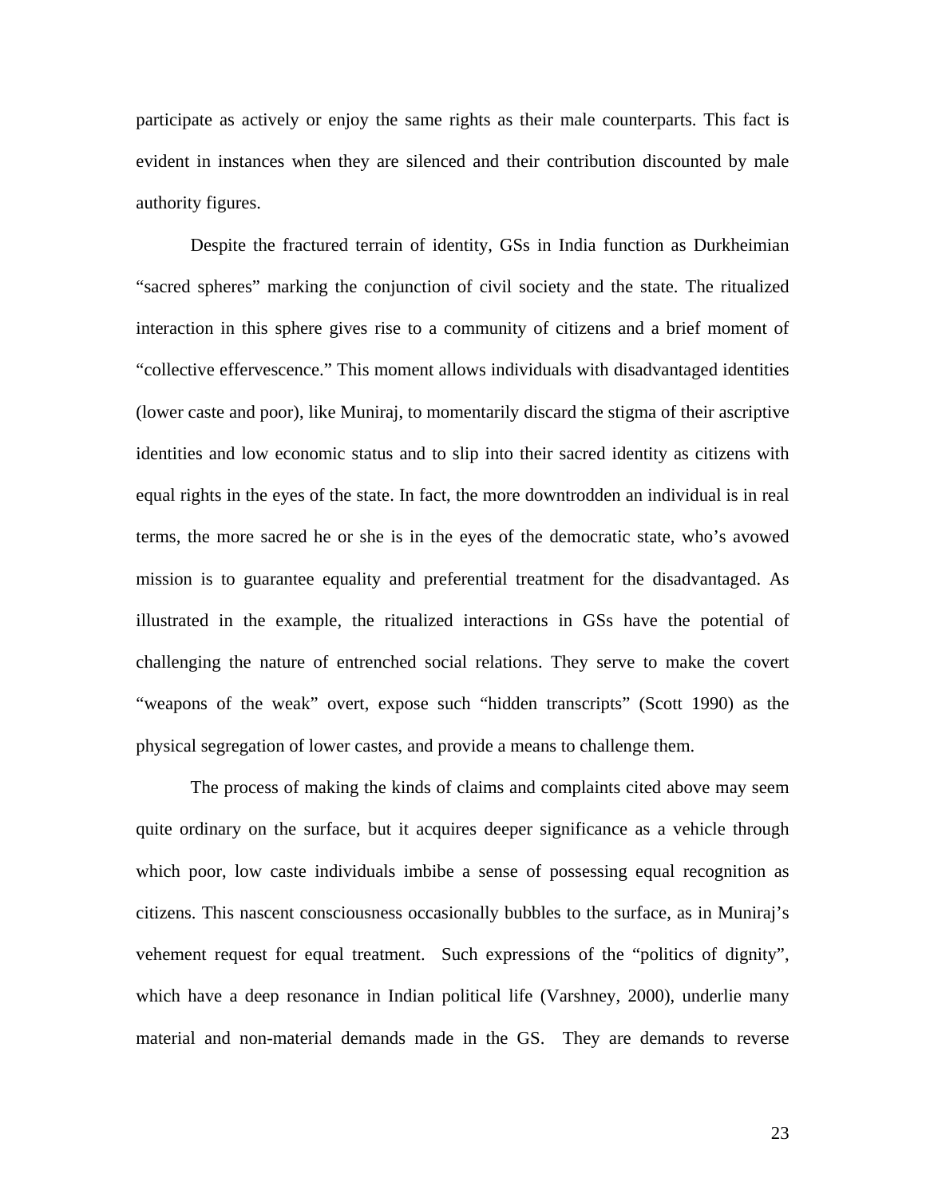participate as actively or enjoy the same rights as their male counterparts. This fact is evident in instances when they are silenced and their contribution discounted by male authority figures.

Despite the fractured terrain of identity, GSs in India function as Durkheimian "sacred spheres" marking the conjunction of civil society and the state. The ritualized interaction in this sphere gives rise to a community of citizens and a brief moment of "collective effervescence." This moment allows individuals with disadvantaged identities (lower caste and poor), like Muniraj, to momentarily discard the stigma of their ascriptive identities and low economic status and to slip into their sacred identity as citizens with equal rights in the eyes of the state. In fact, the more downtrodden an individual is in real terms, the more sacred he or she is in the eyes of the democratic state, who's avowed mission is to guarantee equality and preferential treatment for the disadvantaged. As illustrated in the example, the ritualized interactions in GSs have the potential of challenging the nature of entrenched social relations. They serve to make the covert "weapons of the weak" overt, expose such "hidden transcripts" (Scott 1990) as the physical segregation of lower castes, and provide a means to challenge them.

The process of making the kinds of claims and complaints cited above may seem quite ordinary on the surface, but it acquires deeper significance as a vehicle through which poor, low caste individuals imbibe a sense of possessing equal recognition as citizens. This nascent consciousness occasionally bubbles to the surface, as in Muniraj's vehement request for equal treatment. Such expressions of the "politics of dignity", which have a deep resonance in Indian political life (Varshney, 2000), underlie many material and non-material demands made in the GS. They are demands to reverse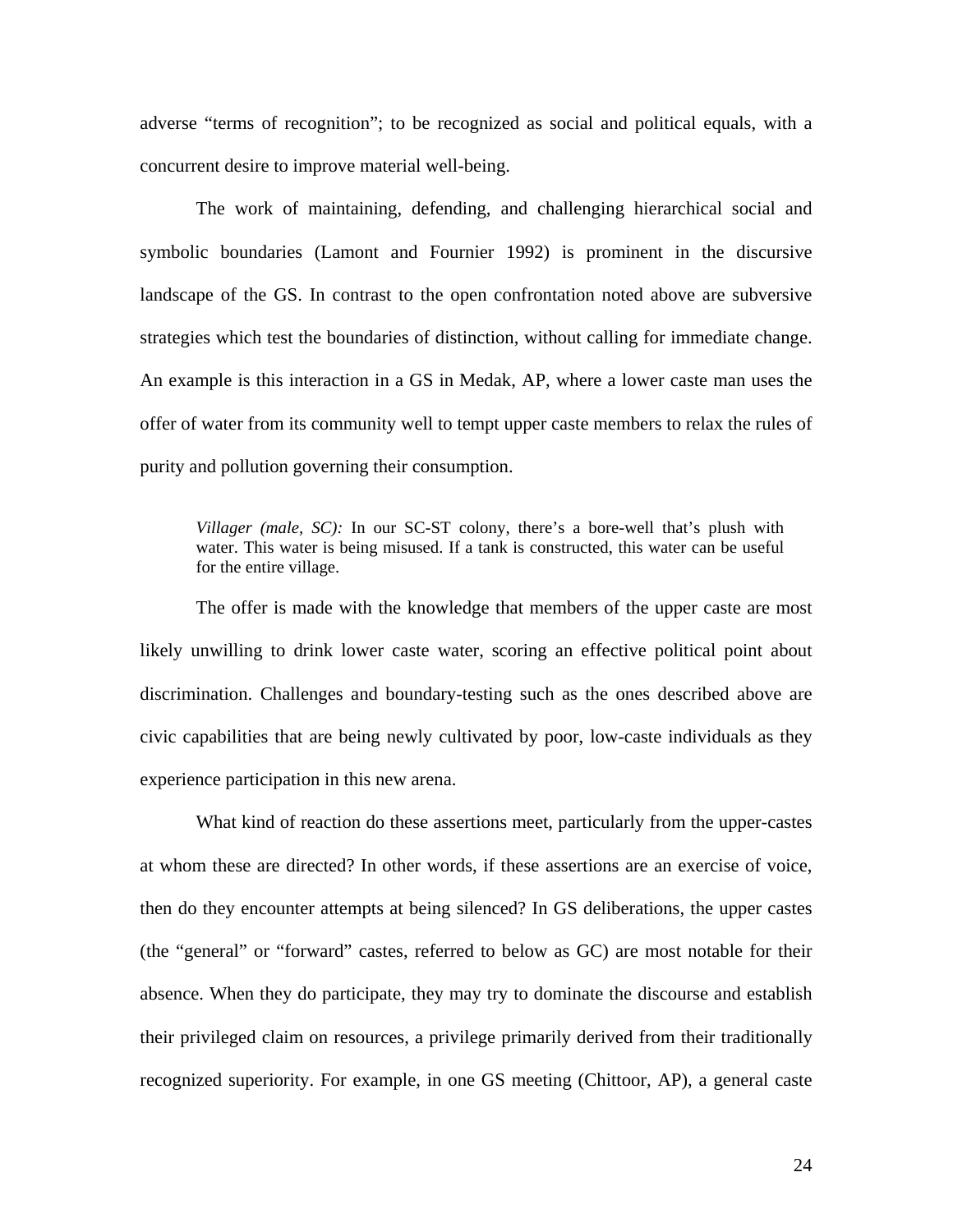adverse "terms of recognition"; to be recognized as social and political equals, with a concurrent desire to improve material well-being.

The work of maintaining, defending, and challenging hierarchical social and symbolic boundaries (Lamont and Fournier 1992) is prominent in the discursive landscape of the GS. In contrast to the open confrontation noted above are subversive strategies which test the boundaries of distinction, without calling for immediate change. An example is this interaction in a GS in Medak, AP, where a lower caste man uses the offer of water from its community well to tempt upper caste members to relax the rules of purity and pollution governing their consumption.

> *Villager (male, SC):* In our SC-ST colony, there's a bore-well that's plush with water. This water is being misused. If a tank is constructed, this water can be useful for the entire village.

The offer is made with the knowledge that members of the upper caste are most likely unwilling to drink lower caste water, scoring an effective political point about discrimination. Challenges and boundary-testing such as the ones described above are civic capabilities that are being newly cultivated by poor, low-caste individuals as they experience participation in this new arena.

What kind of reaction do these assertions meet, particularly from the upper-castes at whom these are directed? In other words, if these assertions are an exercise of voice, then do they encounter attempts at being silenced? In GS deliberations, the upper castes (the "general" or "forward" castes, referred to below as GC) are most notable for their absence. When they do participate, they may try to dominate the discourse and establish their privileged claim on resources, a privilege primarily derived from their traditionally recognized superiority. For example, in one GS meeting (Chittoor, AP), a general caste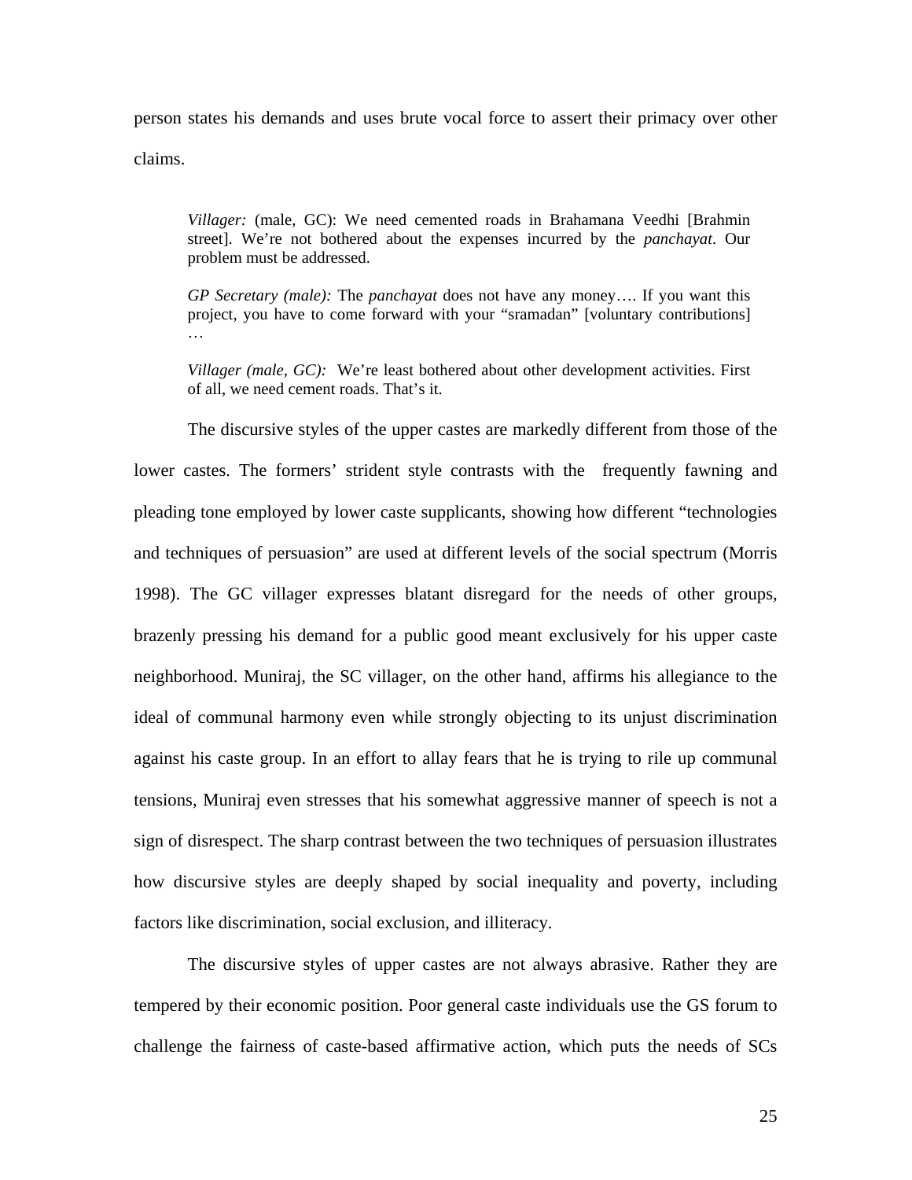person states his demands and uses brute vocal force to assert their primacy over other claims.

> *Villager:* (male, GC): We need cemented roads in Brahamana Veedhi [Brahmin street]. We're not bothered about the expenses incurred by the *panchayat*. Our problem must be addressed.
>
> *GP Secretary (male):* The *panchayat* does not have any money…. If you want this project, you have to come forward with your "sramadan" [voluntary contributions] …
>
> *Villager (male, GC):* We're least bothered about other development activities. First of all, we need cement roads. That's it.

The discursive styles of the upper castes are markedly different from those of the lower castes. The formers' strident style contrasts with the frequently fawning and pleading tone employed by lower caste supplicants, showing how different "technologies and techniques of persuasion" are used at different levels of the social spectrum (Morris 1998). The GC villager expresses blatant disregard for the needs of other groups, brazenly pressing his demand for a public good meant exclusively for his upper caste neighborhood. Muniraj, the SC villager, on the other hand, affirms his allegiance to the ideal of communal harmony even while strongly objecting to its unjust discrimination against his caste group. In an effort to allay fears that he is trying to rile up communal tensions, Muniraj even stresses that his somewhat aggressive manner of speech is not a sign of disrespect. The sharp contrast between the two techniques of persuasion illustrates how discursive styles are deeply shaped by social inequality and poverty, including factors like discrimination, social exclusion, and illiteracy.

The discursive styles of upper castes are not always abrasive. Rather they are tempered by their economic position. Poor general caste individuals use the GS forum to challenge the fairness of caste-based affirmative action, which puts the needs of SCs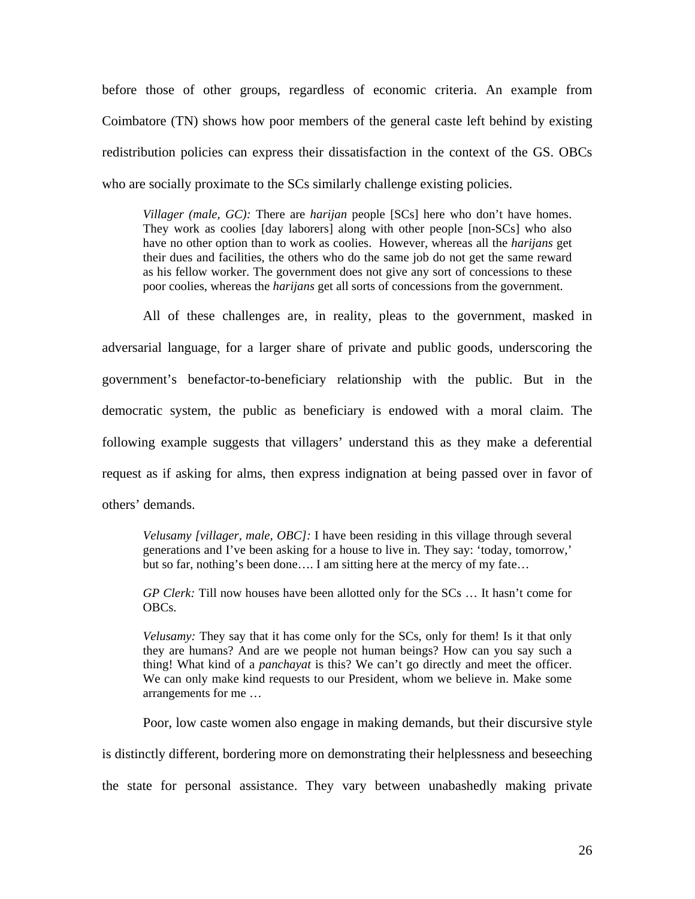before those of other groups, regardless of economic criteria. An example from Coimbatore (TN) shows how poor members of the general caste left behind by existing redistribution policies can express their dissatisfaction in the context of the GS. OBCs who are socially proximate to the SCs similarly challenge existing policies.

> *Villager (male, GC):* There are *harijan* people [SCs] here who don't have homes. They work as coolies [day laborers] along with other people [non-SCs] who also have no other option than to work as coolies. However, whereas all the *harijans* get their dues and facilities, the others who do the same job do not get the same reward as his fellow worker. The government does not give any sort of concessions to these poor coolies, whereas the *harijans* get all sorts of concessions from the government.

All of these challenges are, in reality, pleas to the government, masked in adversarial language, for a larger share of private and public goods, underscoring the government's benefactor-to-beneficiary relationship with the public. But in the democratic system, the public as beneficiary is endowed with a moral claim. The following example suggests that villagers' understand this as they make a deferential request as if asking for alms, then express indignation at being passed over in favor of others' demands.

> *Velusamy [villager, male, OBC]:* I have been residing in this village through several generations and I've been asking for a house to live in. They say: 'today, tomorrow,' but so far, nothing's been done…. I am sitting here at the mercy of my fate…
>
> *GP Clerk:* Till now houses have been allotted only for the SCs … It hasn't come for OBCs.
>
> *Velusamy:* They say that it has come only for the SCs, only for them! Is it that only they are humans? And are we people not human beings? How can you say such a thing! What kind of a *panchayat* is this? We can't go directly and meet the officer. We can only make kind requests to our President, whom we believe in. Make some arrangements for me …

Poor, low caste women also engage in making demands, but their discursive style is distinctly different, bordering more on demonstrating their helplessness and beseeching the state for personal assistance. They vary between unabashedly making private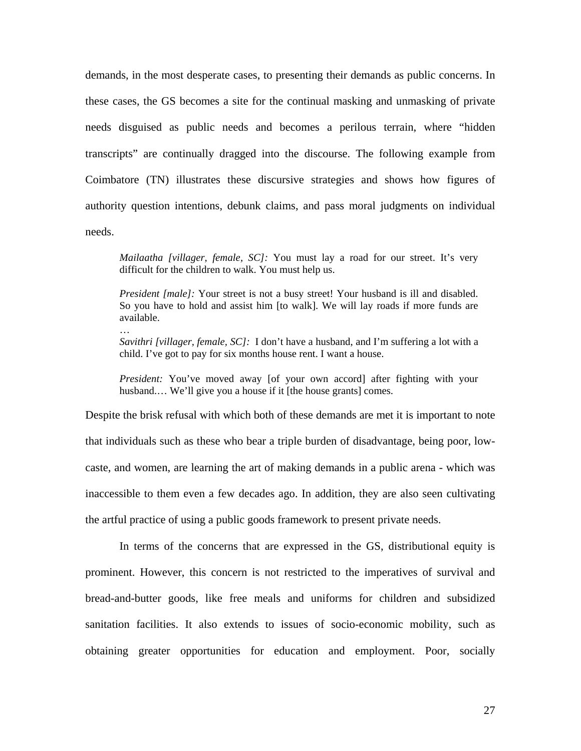demands, in the most desperate cases, to presenting their demands as public concerns. In these cases, the GS becomes a site for the continual masking and unmasking of private needs disguised as public needs and becomes a perilous terrain, where "hidden transcripts" are continually dragged into the discourse. The following example from Coimbatore (TN) illustrates these discursive strategies and shows how figures of authority question intentions, debunk claims, and pass moral judgments on individual needs.

> *Mailaatha [villager, female, SC]:* You must lay a road for our street. It's very difficult for the children to walk. You must help us.
>
> *President [male]:* Your street is not a busy street! Your husband is ill and disabled. So you have to hold and assist him [to walk]. We will lay roads if more funds are available.
>
> …
>
> *Savithri [villager, female, SC]:* I don't have a husband, and I'm suffering a lot with a child. I've got to pay for six months house rent. I want a house.
>
> *President:* You've moved away [of your own accord] after fighting with your husband.… We'll give you a house if it [the house grants] comes.

Despite the brisk refusal with which both of these demands are met it is important to note that individuals such as these who bear a triple burden of disadvantage, being poor, low-caste, and women, are learning the art of making demands in a public arena - which was inaccessible to them even a few decades ago. In addition, they are also seen cultivating the artful practice of using a public goods framework to present private needs.

In terms of the concerns that are expressed in the GS, distributional equity is prominent. However, this concern is not restricted to the imperatives of survival and bread-and-butter goods, like free meals and uniforms for children and subsidized sanitation facilities. It also extends to issues of socio-economic mobility, such as obtaining greater opportunities for education and employment. Poor, socially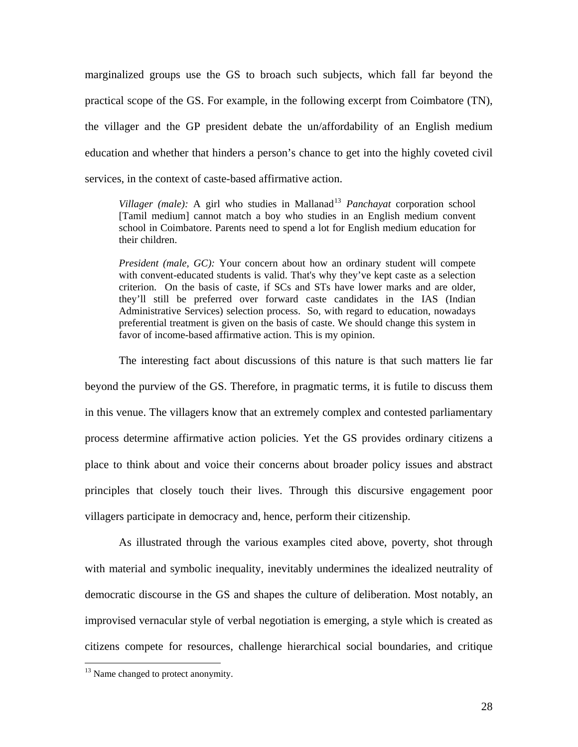marginalized groups use the GS to broach such subjects, which fall far beyond the practical scope of the GS. For example, in the following excerpt from Coimbatore (TN), the villager and the GP president debate the un/affordability of an English medium education and whether that hinders a person's chance to get into the highly coveted civil services, in the context of caste-based affirmative action.

> *Villager (male):* A girl who studies in Mallanad[13] *Panchayat* corporation school [Tamil medium] cannot match a boy who studies in an English medium convent school in Coimbatore. Parents need to spend a lot for English medium education for their children.
>
> *President (male, GC):* Your concern about how an ordinary student will compete with convent-educated students is valid. That's why they've kept caste as a selection criterion. On the basis of caste, if SCs and STs have lower marks and are older, they'll still be preferred over forward caste candidates in the IAS (Indian Administrative Services) selection process. So, with regard to education, nowadays preferential treatment is given on the basis of caste. We should change this system in favor of income-based affirmative action. This is my opinion.

The interesting fact about discussions of this nature is that such matters lie far beyond the purview of the GS. Therefore, in pragmatic terms, it is futile to discuss them in this venue. The villagers know that an extremely complex and contested parliamentary process determine affirmative action policies. Yet the GS provides ordinary citizens a place to think about and voice their concerns about broader policy issues and abstract principles that closely touch their lives. Through this discursive engagement poor villagers participate in democracy and, hence, perform their citizenship.

As illustrated through the various examples cited above, poverty, shot through with material and symbolic inequality, inevitably undermines the idealized neutrality of democratic discourse in the GS and shapes the culture of deliberation. Most notably, an improvised vernacular style of verbal negotiation is emerging, a style which is created as citizens compete for resources, challenge hierarchical social boundaries, and critique

[13] Name changed to protect anonymity.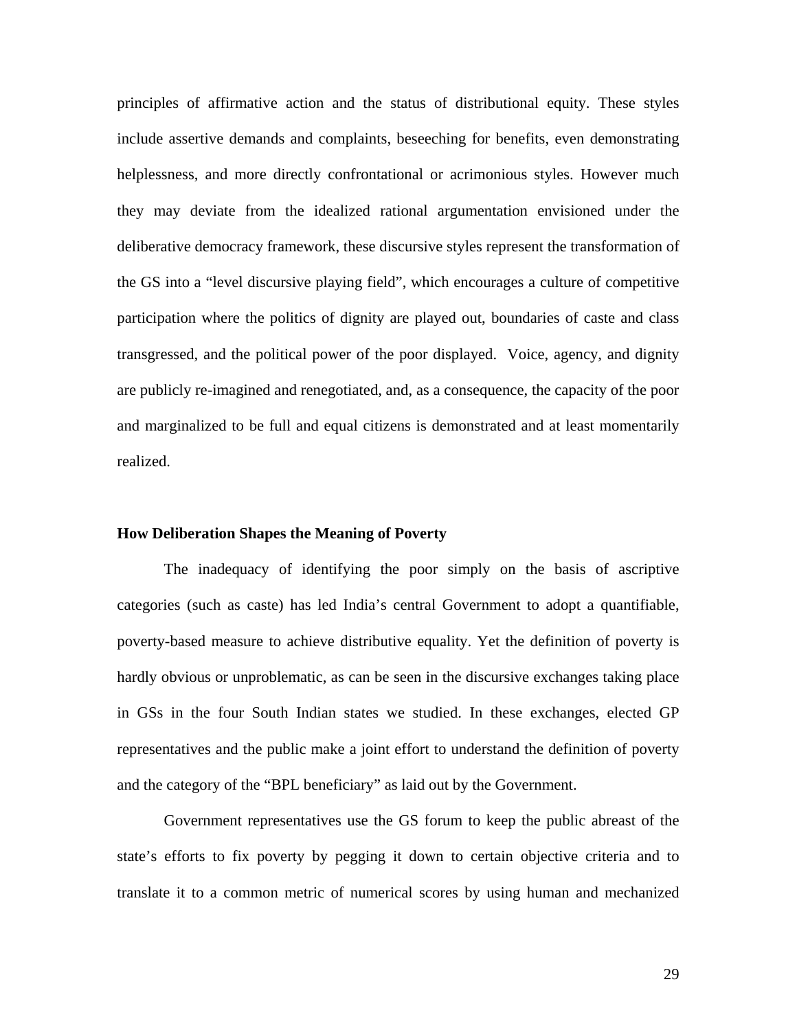principles of affirmative action and the status of distributional equity. These styles include assertive demands and complaints, beseeching for benefits, even demonstrating helplessness, and more directly confrontational or acrimonious styles. However much they may deviate from the idealized rational argumentation envisioned under the deliberative democracy framework, these discursive styles represent the transformation of the GS into a "level discursive playing field", which encourages a culture of competitive participation where the politics of dignity are played out, boundaries of caste and class transgressed, and the political power of the poor displayed. Voice, agency, and dignity are publicly re-imagined and renegotiated, and, as a consequence, the capacity of the poor and marginalized to be full and equal citizens is demonstrated and at least momentarily realized.

**How Deliberation Shapes the Meaning of Poverty**

The inadequacy of identifying the poor simply on the basis of ascriptive categories (such as caste) has led India's central Government to adopt a quantifiable, poverty-based measure to achieve distributive equality. Yet the definition of poverty is hardly obvious or unproblematic, as can be seen in the discursive exchanges taking place in GSs in the four South Indian states we studied. In these exchanges, elected GP representatives and the public make a joint effort to understand the definition of poverty and the category of the "BPL beneficiary" as laid out by the Government.

Government representatives use the GS forum to keep the public abreast of the state's efforts to fix poverty by pegging it down to certain objective criteria and to translate it to a common metric of numerical scores by using human and mechanized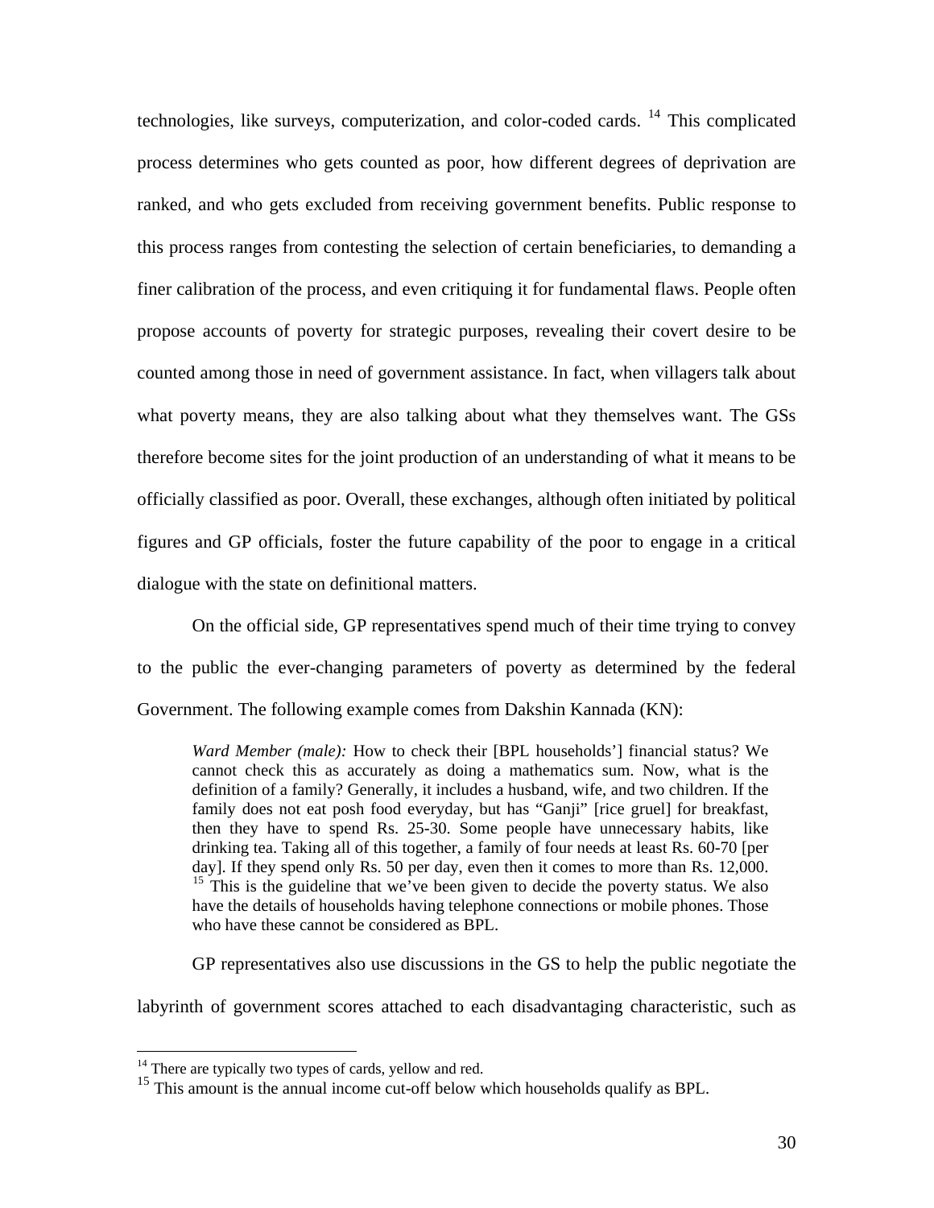technologies, like surveys, computerization, and color-coded cards. [14] This complicated process determines who gets counted as poor, how different degrees of deprivation are ranked, and who gets excluded from receiving government benefits. Public response to this process ranges from contesting the selection of certain beneficiaries, to demanding a finer calibration of the process, and even critiquing it for fundamental flaws. People often propose accounts of poverty for strategic purposes, revealing their covert desire to be counted among those in need of government assistance. In fact, when villagers talk about what poverty means, they are also talking about what they themselves want. The GSs therefore become sites for the joint production of an understanding of what it means to be officially classified as poor. Overall, these exchanges, although often initiated by political figures and GP officials, foster the future capability of the poor to engage in a critical dialogue with the state on definitional matters.

On the official side, GP representatives spend much of their time trying to convey to the public the ever-changing parameters of poverty as determined by the federal Government. The following example comes from Dakshin Kannada (KN):

> *Ward Member (male):* How to check their [BPL households'] financial status? We cannot check this as accurately as doing a mathematics sum. Now, what is the definition of a family? Generally, it includes a husband, wife, and two children. If the family does not eat posh food everyday, but has "Ganji" [rice gruel] for breakfast, then they have to spend Rs. 25-30. Some people have unnecessary habits, like drinking tea. Taking all of this together, a family of four needs at least Rs. 60-70 [per day]. If they spend only Rs. 50 per day, even then it comes to more than Rs. 12,000. [15] This is the guideline that we've been given to decide the poverty status. We also have the details of households having telephone connections or mobile phones. Those who have these cannot be considered as BPL.

GP representatives also use discussions in the GS to help the public negotiate the labyrinth of government scores attached to each disadvantaging characteristic, such as

[14] There are typically two types of cards, yellow and red.

[15] This amount is the annual income cut-off below which households qualify as BPL.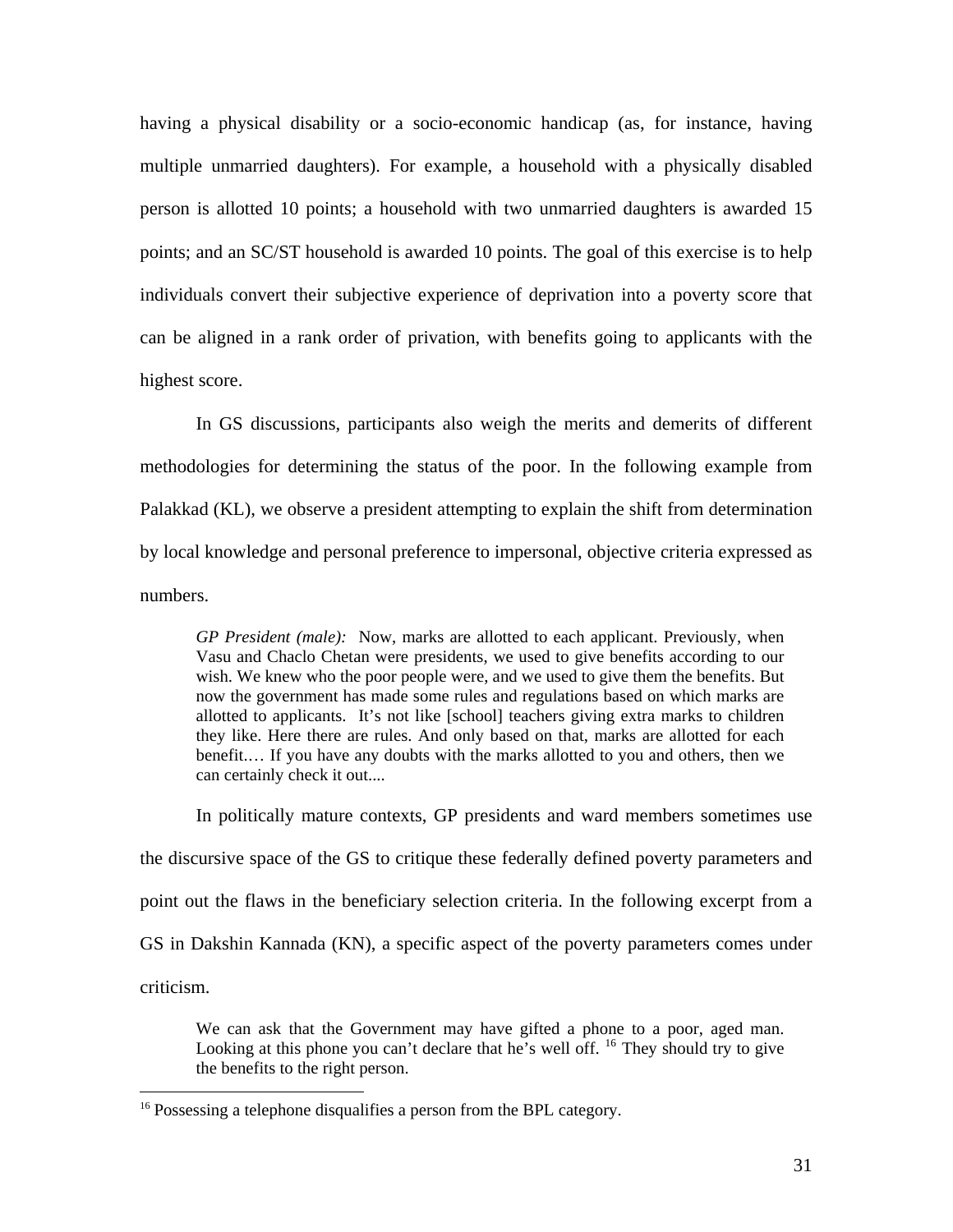having a physical disability or a socio-economic handicap (as, for instance, having multiple unmarried daughters). For example, a household with a physically disabled person is allotted 10 points; a household with two unmarried daughters is awarded 15 points; and an SC/ST household is awarded 10 points. The goal of this exercise is to help individuals convert their subjective experience of deprivation into a poverty score that can be aligned in a rank order of privation, with benefits going to applicants with the highest score.

In GS discussions, participants also weigh the merits and demerits of different methodologies for determining the status of the poor. In the following example from Palakkad (KL), we observe a president attempting to explain the shift from determination by local knowledge and personal preference to impersonal, objective criteria expressed as numbers.

> *GP President (male):* Now, marks are allotted to each applicant. Previously, when Vasu and Chaclo Chetan were presidents, we used to give benefits according to our wish. We knew who the poor people were, and we used to give them the benefits. But now the government has made some rules and regulations based on which marks are allotted to applicants. It's not like [school] teachers giving extra marks to children they like. Here there are rules. And only based on that, marks are allotted for each benefit.… If you have any doubts with the marks allotted to you and others, then we can certainly check it out....

In politically mature contexts, GP presidents and ward members sometimes use the discursive space of the GS to critique these federally defined poverty parameters and point out the flaws in the beneficiary selection criteria. In the following excerpt from a GS in Dakshin Kannada (KN), a specific aspect of the poverty parameters comes under criticism.

> We can ask that the Government may have gifted a phone to a poor, aged man. Looking at this phone you can't declare that he's well off. [16] They should try to give the benefits to the right person.

[16] Possessing a telephone disqualifies a person from the BPL category.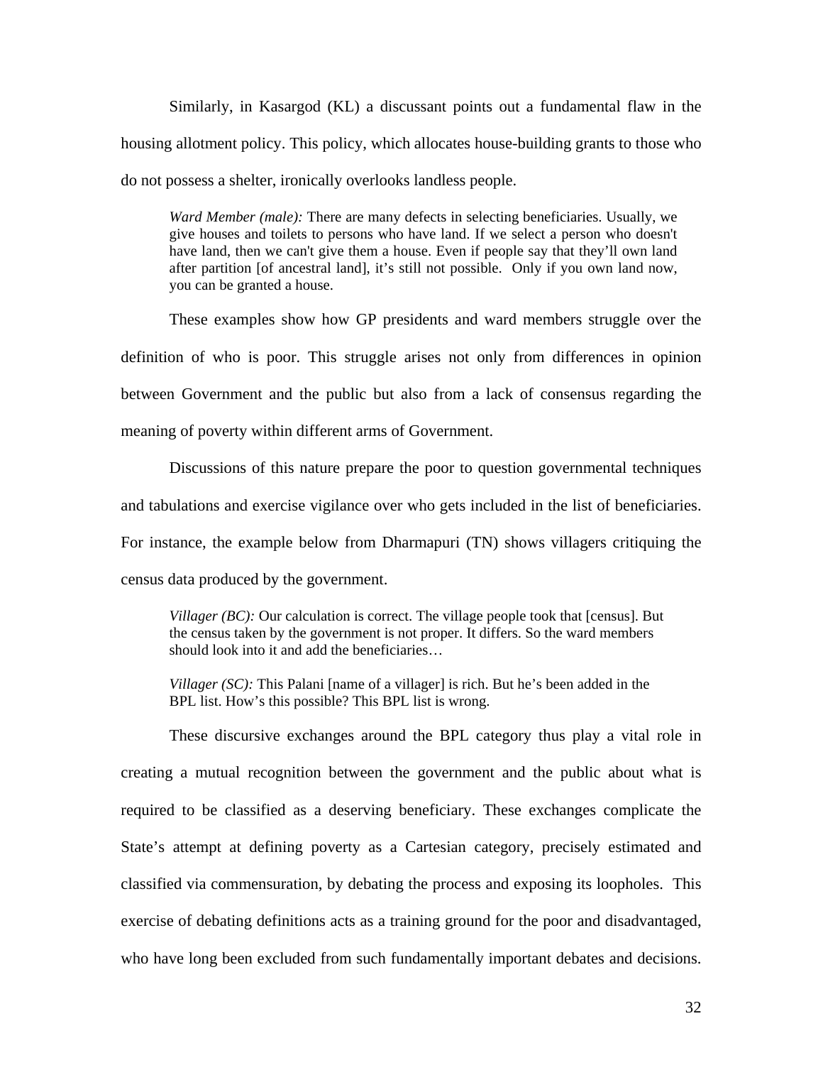Similarly, in Kasargod (KL) a discussant points out a fundamental flaw in the housing allotment policy. This policy, which allocates house-building grants to those who do not possess a shelter, ironically overlooks landless people.

> *Ward Member (male):* There are many defects in selecting beneficiaries. Usually, we give houses and toilets to persons who have land. If we select a person who doesn't have land, then we can't give them a house. Even if people say that they'll own land after partition [of ancestral land], it's still not possible. Only if you own land now, you can be granted a house.

These examples show how GP presidents and ward members struggle over the definition of who is poor. This struggle arises not only from differences in opinion between Government and the public but also from a lack of consensus regarding the meaning of poverty within different arms of Government.

Discussions of this nature prepare the poor to question governmental techniques and tabulations and exercise vigilance over who gets included in the list of beneficiaries. For instance, the example below from Dharmapuri (TN) shows villagers critiquing the census data produced by the government.

> *Villager (BC):* Our calculation is correct. The village people took that [census]. But the census taken by the government is not proper. It differs. So the ward members should look into it and add the beneficiaries…
>
> *Villager (SC):* This Palani [name of a villager] is rich. But he's been added in the BPL list. How's this possible? This BPL list is wrong.

These discursive exchanges around the BPL category thus play a vital role in creating a mutual recognition between the government and the public about what is required to be classified as a deserving beneficiary. These exchanges complicate the State's attempt at defining poverty as a Cartesian category, precisely estimated and classified via commensuration, by debating the process and exposing its loopholes. This exercise of debating definitions acts as a training ground for the poor and disadvantaged, who have long been excluded from such fundamentally important debates and decisions.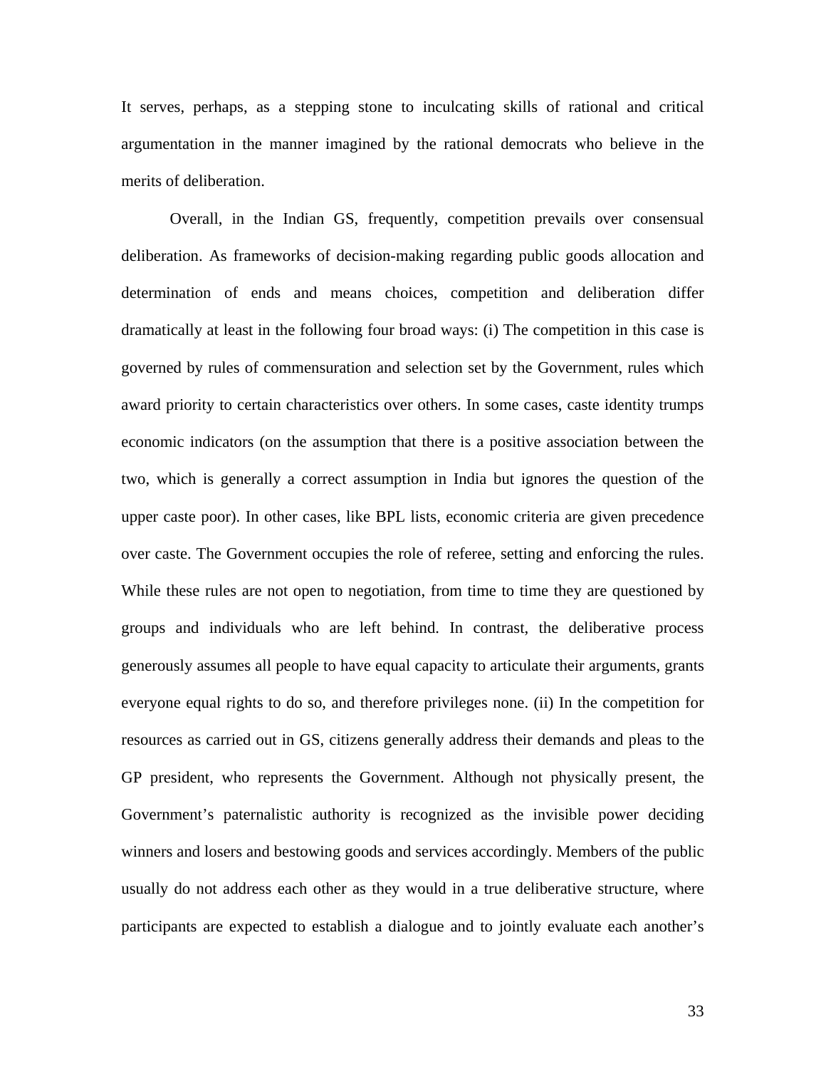It serves, perhaps, as a stepping stone to inculcating skills of rational and critical argumentation in the manner imagined by the rational democrats who believe in the merits of deliberation.

Overall, in the Indian GS, frequently, competition prevails over consensual deliberation. As frameworks of decision-making regarding public goods allocation and determination of ends and means choices, competition and deliberation differ dramatically at least in the following four broad ways: (i) The competition in this case is governed by rules of commensuration and selection set by the Government, rules which award priority to certain characteristics over others. In some cases, caste identity trumps economic indicators (on the assumption that there is a positive association between the two, which is generally a correct assumption in India but ignores the question of the upper caste poor). In other cases, like BPL lists, economic criteria are given precedence over caste. The Government occupies the role of referee, setting and enforcing the rules. While these rules are not open to negotiation, from time to time they are questioned by groups and individuals who are left behind. In contrast, the deliberative process generously assumes all people to have equal capacity to articulate their arguments, grants everyone equal rights to do so, and therefore privileges none. (ii) In the competition for resources as carried out in GS, citizens generally address their demands and pleas to the GP president, who represents the Government. Although not physically present, the Government's paternalistic authority is recognized as the invisible power deciding winners and losers and bestowing goods and services accordingly. Members of the public usually do not address each other as they would in a true deliberative structure, where participants are expected to establish a dialogue and to jointly evaluate each another's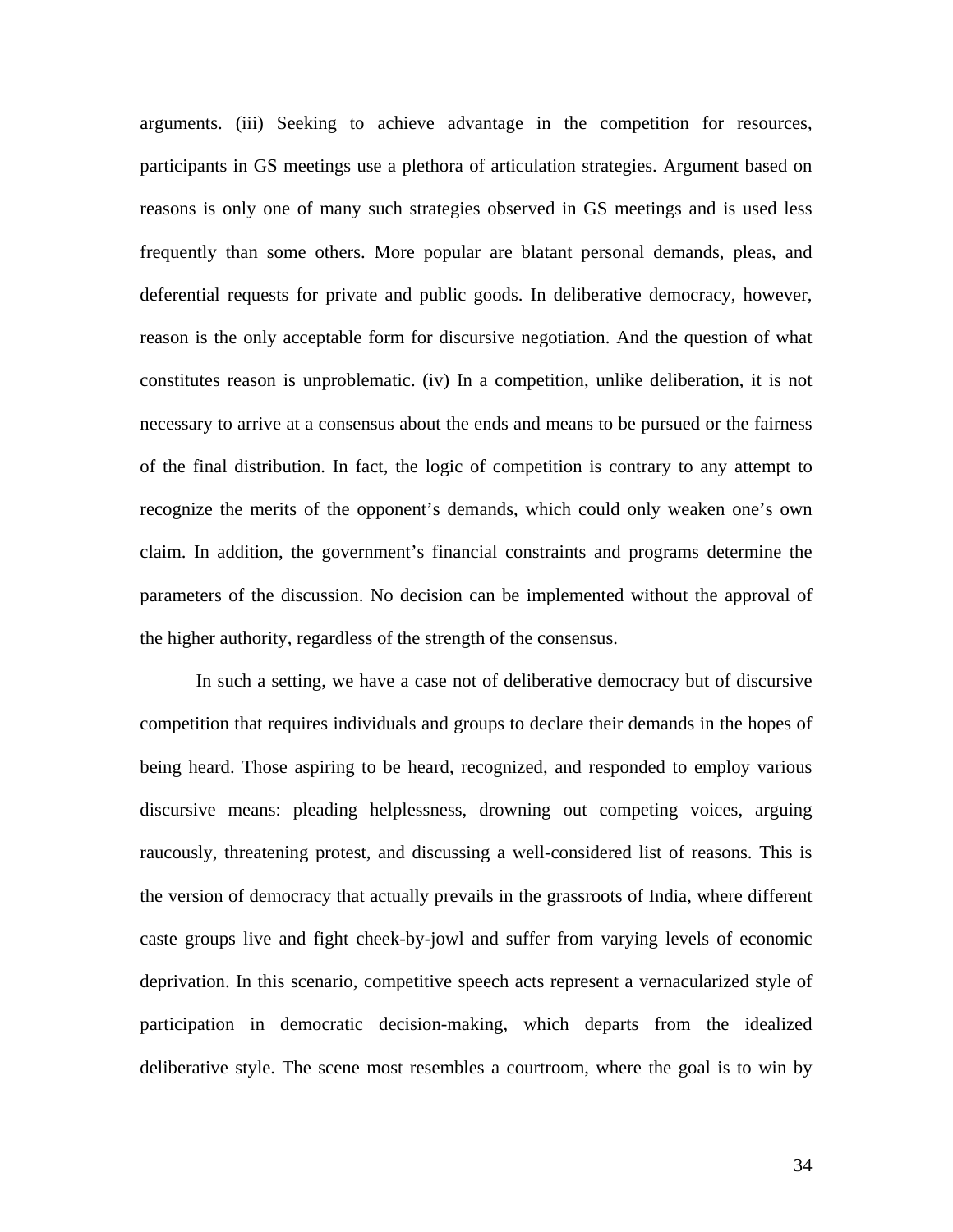arguments. (iii) Seeking to achieve advantage in the competition for resources, participants in GS meetings use a plethora of articulation strategies. Argument based on reasons is only one of many such strategies observed in GS meetings and is used less frequently than some others. More popular are blatant personal demands, pleas, and deferential requests for private and public goods. In deliberative democracy, however, reason is the only acceptable form for discursive negotiation. And the question of what constitutes reason is unproblematic. (iv) In a competition, unlike deliberation, it is not necessary to arrive at a consensus about the ends and means to be pursued or the fairness of the final distribution. In fact, the logic of competition is contrary to any attempt to recognize the merits of the opponent's demands, which could only weaken one's own claim. In addition, the government's financial constraints and programs determine the parameters of the discussion. No decision can be implemented without the approval of the higher authority, regardless of the strength of the consensus.

In such a setting, we have a case not of deliberative democracy but of discursive competition that requires individuals and groups to declare their demands in the hopes of being heard. Those aspiring to be heard, recognized, and responded to employ various discursive means: pleading helplessness, drowning out competing voices, arguing raucously, threatening protest, and discussing a well-considered list of reasons. This is the version of democracy that actually prevails in the grassroots of India, where different caste groups live and fight cheek-by-jowl and suffer from varying levels of economic deprivation. In this scenario, competitive speech acts represent a vernacularized style of participation in democratic decision-making, which departs from the idealized deliberative style. The scene most resembles a courtroom, where the goal is to win by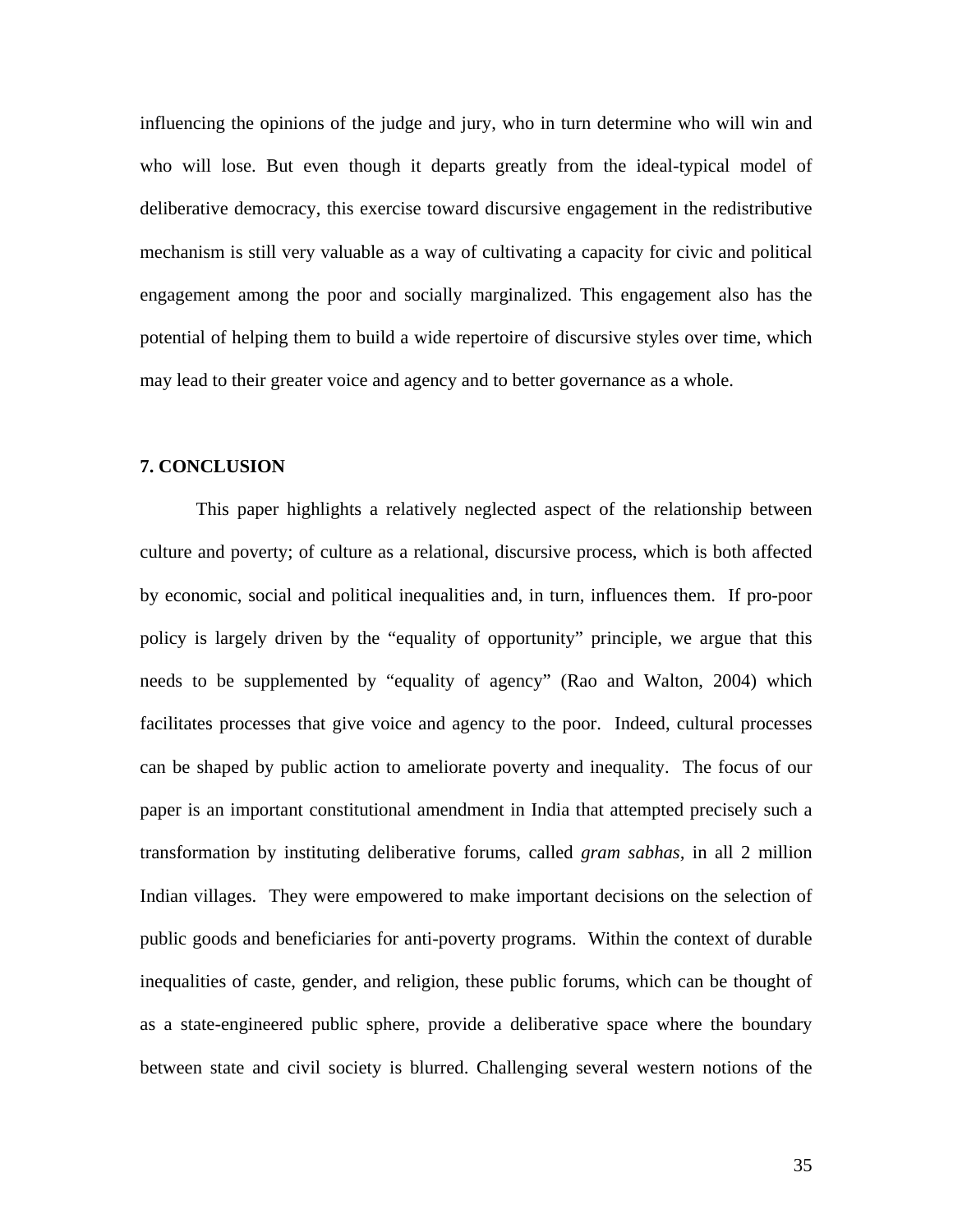influencing the opinions of the judge and jury, who in turn determine who will win and who will lose. But even though it departs greatly from the ideal-typical model of deliberative democracy, this exercise toward discursive engagement in the redistributive mechanism is still very valuable as a way of cultivating a capacity for civic and political engagement among the poor and socially marginalized. This engagement also has the potential of helping them to build a wide repertoire of discursive styles over time, which may lead to their greater voice and agency and to better governance as a whole.

## 7. CONCLUSION

This paper highlights a relatively neglected aspect of the relationship between culture and poverty; of culture as a relational, discursive process, which is both affected by economic, social and political inequalities and, in turn, influences them. If pro-poor policy is largely driven by the "equality of opportunity" principle, we argue that this needs to be supplemented by "equality of agency" (Rao and Walton, 2004) which facilitates processes that give voice and agency to the poor. Indeed, cultural processes can be shaped by public action to ameliorate poverty and inequality. The focus of our paper is an important constitutional amendment in India that attempted precisely such a transformation by instituting deliberative forums, called *gram sabhas,* in all 2 million Indian villages. They were empowered to make important decisions on the selection of public goods and beneficiaries for anti-poverty programs. Within the context of durable inequalities of caste, gender, and religion, these public forums, which can be thought of as a state-engineered public sphere, provide a deliberative space where the boundary between state and civil society is blurred. Challenging several western notions of the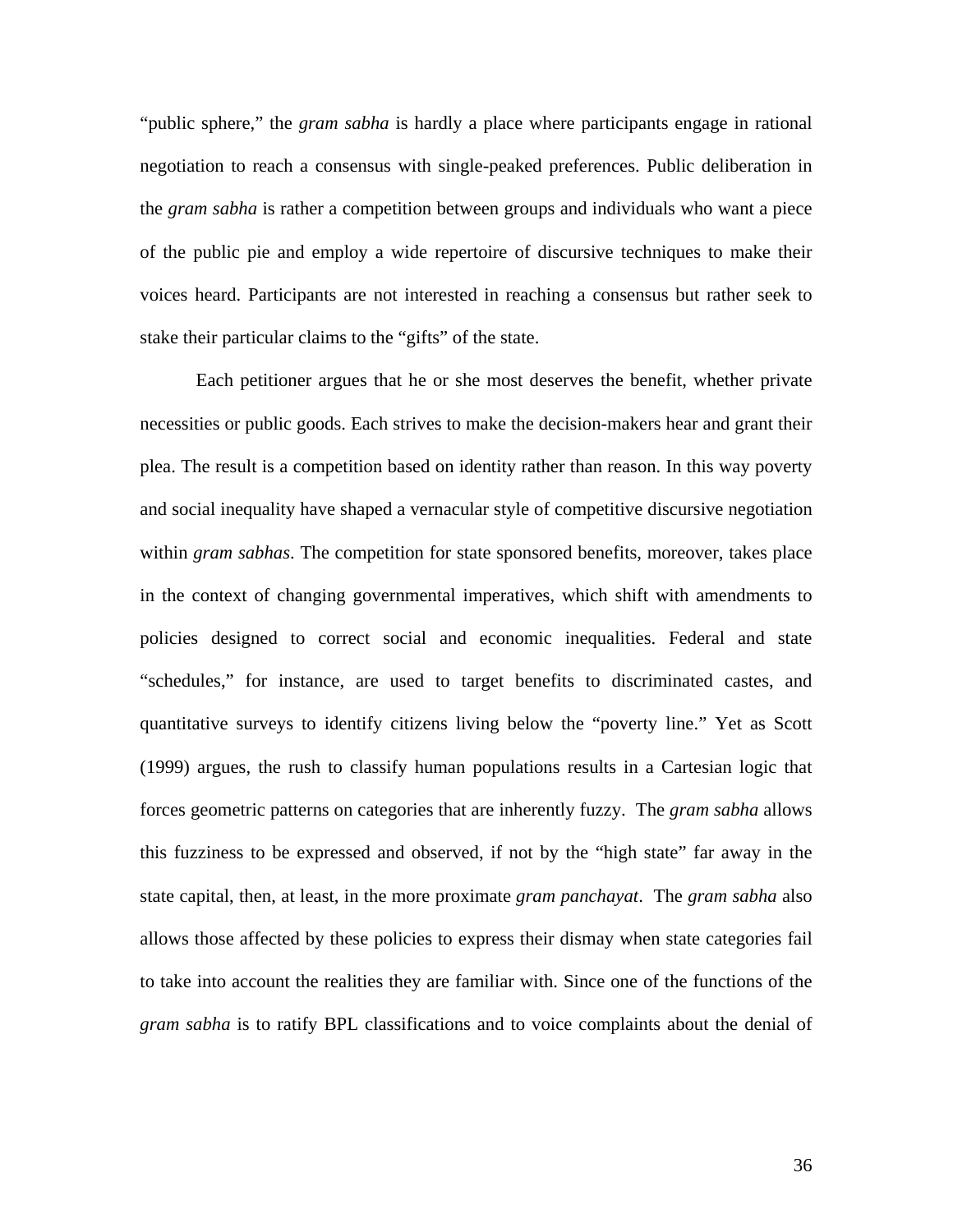"public sphere," the *gram sabha* is hardly a place where participants engage in rational negotiation to reach a consensus with single-peaked preferences. Public deliberation in the *gram sabha* is rather a competition between groups and individuals who want a piece of the public pie and employ a wide repertoire of discursive techniques to make their voices heard. Participants are not interested in reaching a consensus but rather seek to stake their particular claims to the "gifts" of the state.

Each petitioner argues that he or she most deserves the benefit, whether private necessities or public goods. Each strives to make the decision-makers hear and grant their plea. The result is a competition based on identity rather than reason. In this way poverty and social inequality have shaped a vernacular style of competitive discursive negotiation within *gram sabhas*. The competition for state sponsored benefits, moreover, takes place in the context of changing governmental imperatives, which shift with amendments to policies designed to correct social and economic inequalities. Federal and state "schedules," for instance, are used to target benefits to discriminated castes, and quantitative surveys to identify citizens living below the "poverty line." Yet as Scott (1999) argues, the rush to classify human populations results in a Cartesian logic that forces geometric patterns on categories that are inherently fuzzy. The *gram sabha* allows this fuzziness to be expressed and observed, if not by the "high state" far away in the state capital, then, at least, in the more proximate *gram panchayat*. The *gram sabha* also allows those affected by these policies to express their dismay when state categories fail to take into account the realities they are familiar with. Since one of the functions of the *gram sabha* is to ratify BPL classifications and to voice complaints about the denial of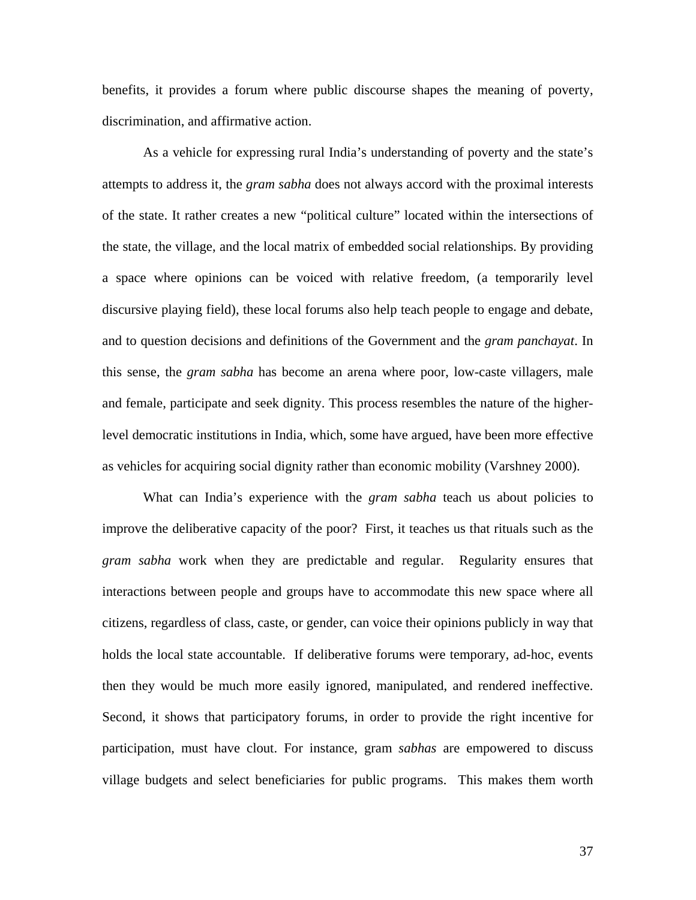benefits, it provides a forum where public discourse shapes the meaning of poverty, discrimination, and affirmative action.

As a vehicle for expressing rural India's understanding of poverty and the state's attempts to address it, the *gram sabha* does not always accord with the proximal interests of the state. It rather creates a new "political culture" located within the intersections of the state, the village, and the local matrix of embedded social relationships. By providing a space where opinions can be voiced with relative freedom, (a temporarily level discursive playing field), these local forums also help teach people to engage and debate, and to question decisions and definitions of the Government and the *gram panchayat*. In this sense, the *gram sabha* has become an arena where poor, low-caste villagers, male and female, participate and seek dignity. This process resembles the nature of the higher-level democratic institutions in India, which, some have argued, have been more effective as vehicles for acquiring social dignity rather than economic mobility (Varshney 2000).

What can India's experience with the *gram sabha* teach us about policies to improve the deliberative capacity of the poor? First, it teaches us that rituals such as the *gram sabha* work when they are predictable and regular. Regularity ensures that interactions between people and groups have to accommodate this new space where all citizens, regardless of class, caste, or gender, can voice their opinions publicly in way that holds the local state accountable. If deliberative forums were temporary, ad-hoc, events then they would be much more easily ignored, manipulated, and rendered ineffective. Second, it shows that participatory forums, in order to provide the right incentive for participation, must have clout. For instance, gram *sabhas* are empowered to discuss village budgets and select beneficiaries for public programs. This makes them worth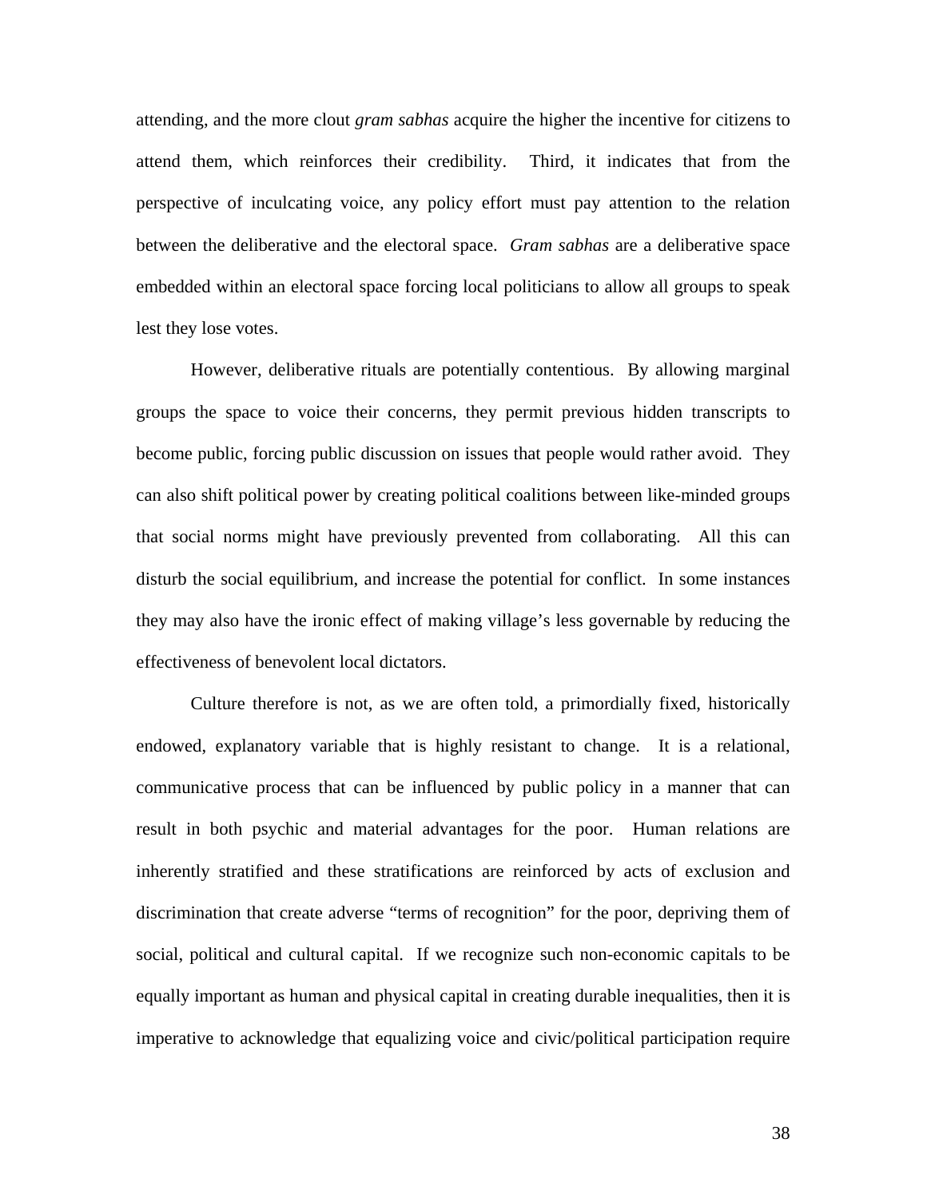attending, and the more clout *gram sabhas* acquire the higher the incentive for citizens to attend them, which reinforces their credibility. Third, it indicates that from the perspective of inculcating voice, any policy effort must pay attention to the relation between the deliberative and the electoral space. *Gram sabhas* are a deliberative space embedded within an electoral space forcing local politicians to allow all groups to speak lest they lose votes.

However, deliberative rituals are potentially contentious. By allowing marginal groups the space to voice their concerns, they permit previous hidden transcripts to become public, forcing public discussion on issues that people would rather avoid. They can also shift political power by creating political coalitions between like-minded groups that social norms might have previously prevented from collaborating. All this can disturb the social equilibrium, and increase the potential for conflict. In some instances they may also have the ironic effect of making village's less governable by reducing the effectiveness of benevolent local dictators.

Culture therefore is not, as we are often told, a primordially fixed, historically endowed, explanatory variable that is highly resistant to change. It is a relational, communicative process that can be influenced by public policy in a manner that can result in both psychic and material advantages for the poor. Human relations are inherently stratified and these stratifications are reinforced by acts of exclusion and discrimination that create adverse "terms of recognition" for the poor, depriving them of social, political and cultural capital. If we recognize such non-economic capitals to be equally important as human and physical capital in creating durable inequalities, then it is imperative to acknowledge that equalizing voice and civic/political participation require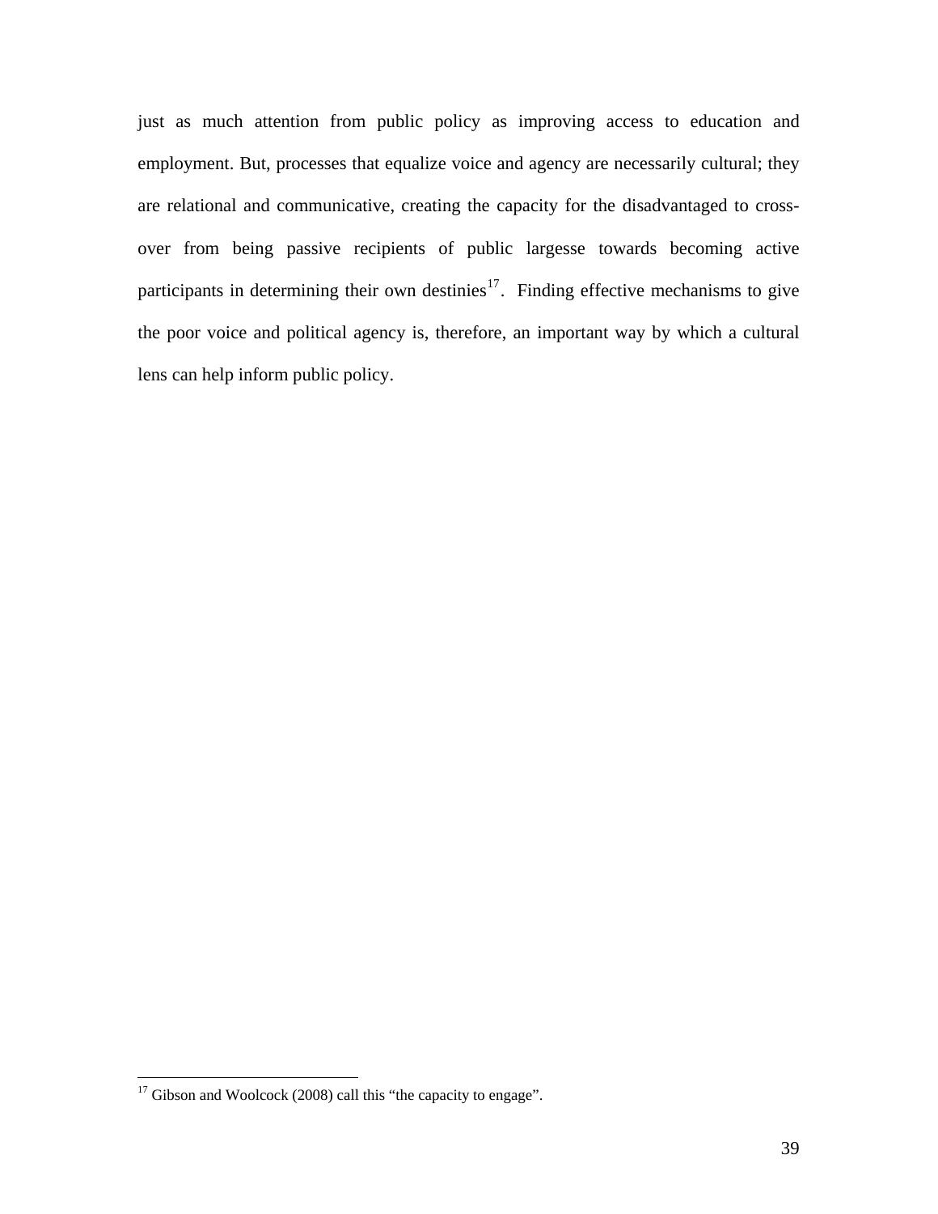just as much attention from public policy as improving access to education and employment. But, processes that equalize voice and agency are necessarily cultural; they are relational and communicative, creating the capacity for the disadvantaged to cross-over from being passive recipients of public largesse towards becoming active participants in determining their own destinies[17]. Finding effective mechanisms to give the poor voice and political agency is, therefore, an important way by which a cultural lens can help inform public policy.

[17] Gibson and Woolcock (2008) call this "the capacity to engage".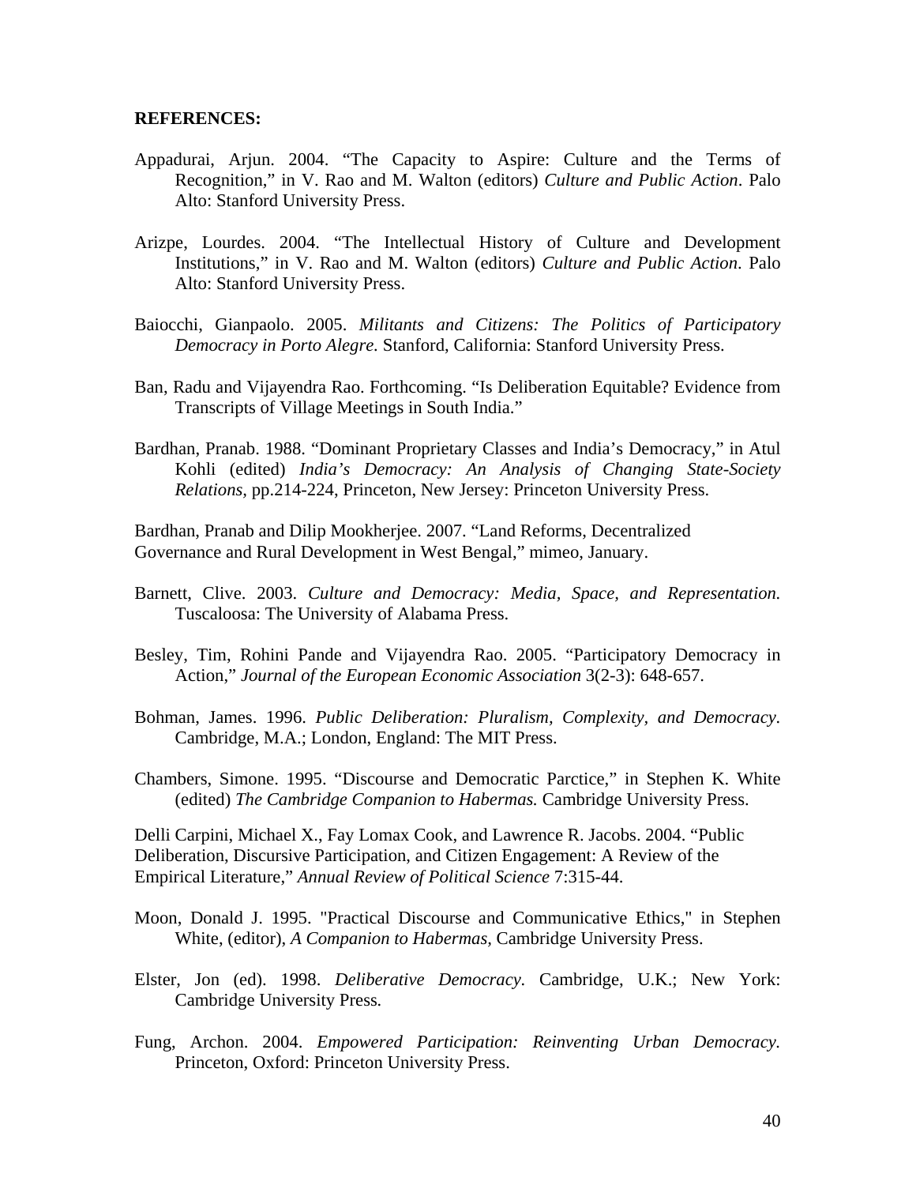**REFERENCES:**

Appadurai, Arjun. 2004. "The Capacity to Aspire: Culture and the Terms of Recognition," in V. Rao and M. Walton (editors) *Culture and Public Action*. Palo Alto: Stanford University Press.

Arizpe, Lourdes. 2004. "The Intellectual History of Culture and Development Institutions," in V. Rao and M. Walton (editors) *Culture and Public Action*. Palo Alto: Stanford University Press.

Baiocchi, Gianpaolo. 2005. *Militants and Citizens: The Politics of Participatory Democracy in Porto Alegre.* Stanford, California: Stanford University Press.

Ban, Radu and Vijayendra Rao. Forthcoming. "Is Deliberation Equitable? Evidence from Transcripts of Village Meetings in South India."

Bardhan, Pranab. 1988. "Dominant Proprietary Classes and India's Democracy," in Atul Kohli (edited) *India's Democracy: An Analysis of Changing State-Society Relations*, pp.214-224, Princeton, New Jersey: Princeton University Press.

Bardhan, Pranab and Dilip Mookherjee. 2007. "Land Reforms, Decentralized Governance and Rural Development in West Bengal," mimeo, January.

Barnett, Clive. 2003. *Culture and Democracy: Media, Space, and Representation.* Tuscaloosa: The University of Alabama Press.

Besley, Tim, Rohini Pande and Vijayendra Rao. 2005. "Participatory Democracy in Action," *Journal of the European Economic Association* 3(2-3): 648-657.

Bohman, James. 1996. *Public Deliberation: Pluralism, Complexity, and Democracy.* Cambridge, M.A.; London, England: The MIT Press.

Chambers, Simone. 1995. "Discourse and Democratic Parctice," in Stephen K. White (edited) *The Cambridge Companion to Habermas.* Cambridge University Press.

Delli Carpini, Michael X., Fay Lomax Cook, and Lawrence R. Jacobs. 2004. "Public Deliberation, Discursive Participation, and Citizen Engagement: A Review of the Empirical Literature," *Annual Review of Political Science* 7:315-44.

Moon, Donald J. 1995. "Practical Discourse and Communicative Ethics," in Stephen White, (editor), *A Companion to Habermas,* Cambridge University Press.

Elster, Jon (ed). 1998. *Deliberative Democracy.* Cambridge, U.K.; New York: Cambridge University Press.

Fung, Archon. 2004. *Empowered Participation: Reinventing Urban Democracy.* Princeton, Oxford: Princeton University Press.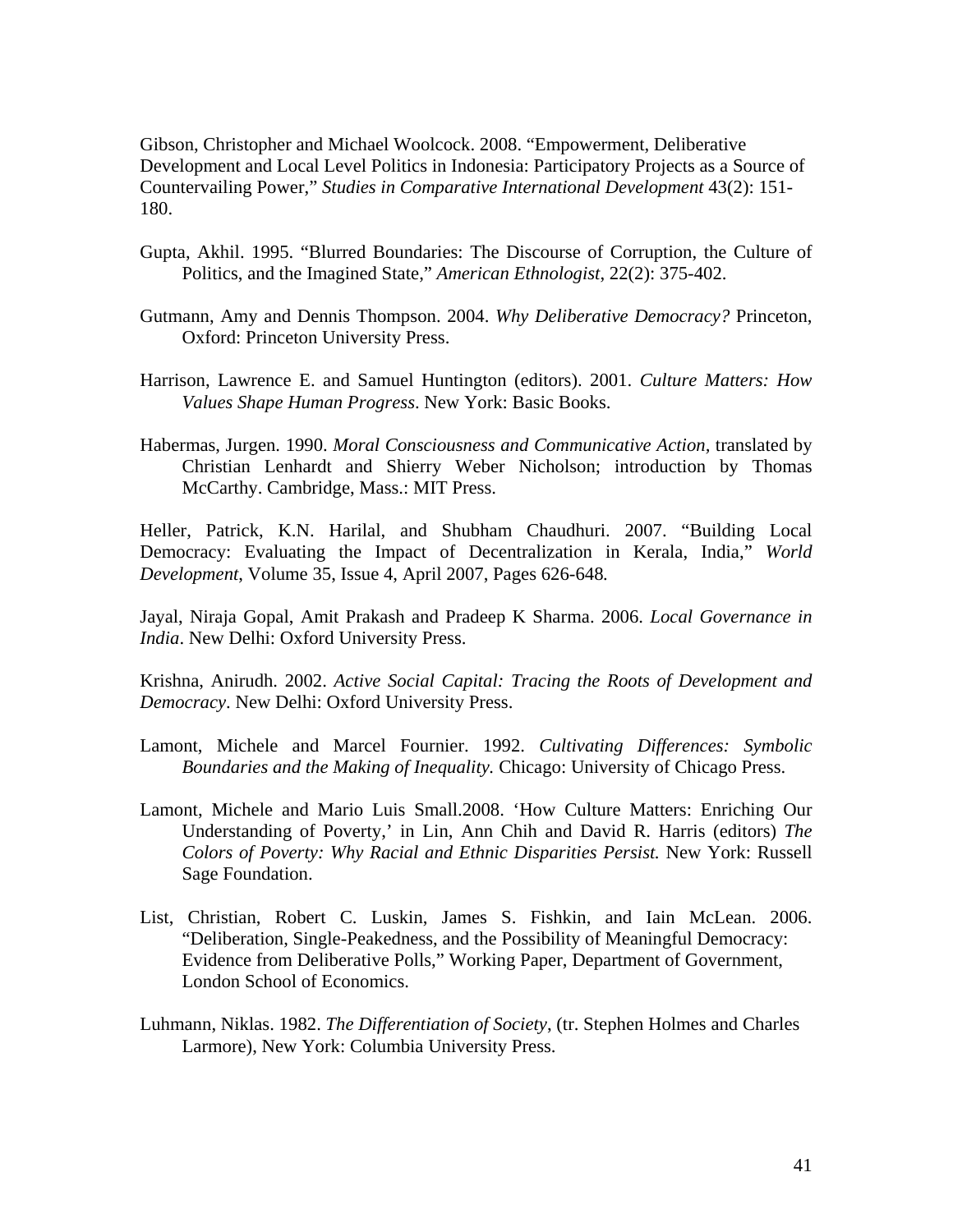Gibson, Christopher and Michael Woolcock. 2008. "Empowerment, Deliberative Development and Local Level Politics in Indonesia: Participatory Projects as a Source of Countervailing Power," *Studies in Comparative International Development* 43(2): 151-180.

Gupta, Akhil. 1995. "Blurred Boundaries: The Discourse of Corruption, the Culture of Politics, and the Imagined State," *American Ethnologist*, 22(2): 375-402.

Gutmann, Amy and Dennis Thompson. 2004. *Why Deliberative Democracy?* Princeton, Oxford: Princeton University Press.

Harrison, Lawrence E. and Samuel Huntington (editors). 2001. *Culture Matters: How Values Shape Human Progress*. New York: Basic Books.

Habermas, Jurgen. 1990. *Moral Consciousness and Communicative Action*, translated by Christian Lenhardt and Shierry Weber Nicholson; introduction by Thomas McCarthy. Cambridge, Mass.: MIT Press.

Heller, Patrick, K.N. Harilal, and Shubham Chaudhuri. 2007. "Building Local Democracy: Evaluating the Impact of Decentralization in Kerala, India," *World Development*, Volume 35, Issue 4, April 2007, Pages 626-648.

Jayal, Niraja Gopal, Amit Prakash and Pradeep K Sharma. 2006. *Local Governance in India*. New Delhi: Oxford University Press.

Krishna, Anirudh. 2002. *Active Social Capital: Tracing the Roots of Development and Democracy*. New Delhi: Oxford University Press.

Lamont, Michele and Marcel Fournier. 1992. *Cultivating Differences: Symbolic Boundaries and the Making of Inequality.* Chicago: University of Chicago Press.

Lamont, Michele and Mario Luis Small.2008. 'How Culture Matters: Enriching Our Understanding of Poverty,' in Lin, Ann Chih and David R. Harris (editors) *The Colors of Poverty: Why Racial and Ethnic Disparities Persist.* New York: Russell Sage Foundation.

List, Christian, Robert C. Luskin, James S. Fishkin, and Iain McLean. 2006. "Deliberation, Single-Peakedness, and the Possibility of Meaningful Democracy: Evidence from Deliberative Polls," Working Paper, Department of Government, London School of Economics.

Luhmann, Niklas. 1982. *The Differentiation of Society*, (tr. Stephen Holmes and Charles Larmore), New York: Columbia University Press.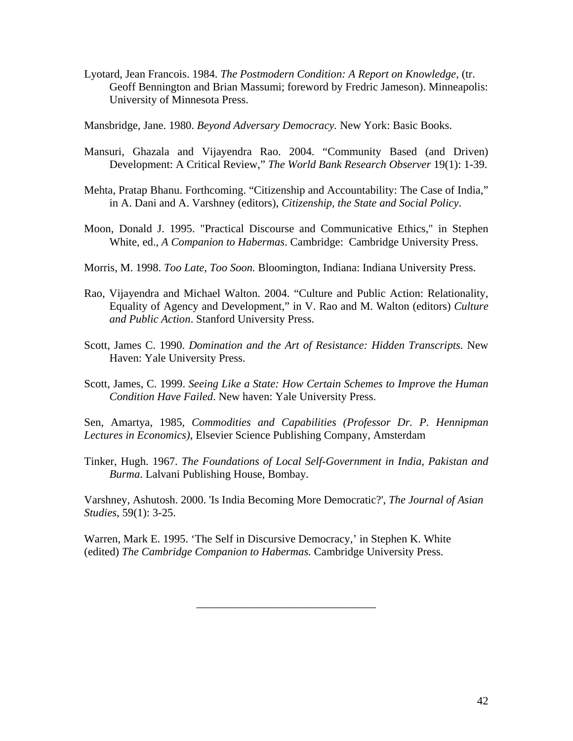Lyotard, Jean Francois. 1984. *The Postmodern Condition: A Report on Knowledge*, (tr. Geoff Bennington and Brian Massumi; foreword by Fredric Jameson). Minneapolis: University of Minnesota Press.

Mansbridge, Jane. 1980. *Beyond Adversary Democracy.* New York: Basic Books.

Mansuri, Ghazala and Vijayendra Rao. 2004. "Community Based (and Driven) Development: A Critical Review," *The World Bank Research Observer* 19(1): 1-39.

Mehta, Pratap Bhanu. Forthcoming. "Citizenship and Accountability: The Case of India," in A. Dani and A. Varshney (editors), *Citizenship, the State and Social Policy*.

Moon, Donald J. 1995. "Practical Discourse and Communicative Ethics," in Stephen White, ed., *A Companion to Habermas*. Cambridge: Cambridge University Press.

Morris, M. 1998. *Too Late, Too Soon.* Bloomington, Indiana: Indiana University Press.

Rao, Vijayendra and Michael Walton. 2004. "Culture and Public Action: Relationality, Equality of Agency and Development," in V. Rao and M. Walton (editors) *Culture and Public Action*. Stanford University Press.

Scott, James C. 1990. *Domination and the Art of Resistance: Hidden Transcripts.* New Haven: Yale University Press.

Scott, James, C. 1999. *Seeing Like a State: How Certain Schemes to Improve the Human Condition Have Failed*. New haven: Yale University Press.

Sen, Amartya, 1985, *Commodities and Capabilities (Professor Dr. P. Hennipman Lectures in Economics)*, Elsevier Science Publishing Company, Amsterdam

Tinker, Hugh. 1967. *The Foundations of Local Self-Government in India, Pakistan and Burma*. Lalvani Publishing House, Bombay.

Varshney, Ashutosh. 2000. 'Is India Becoming More Democratic?', *The Journal of Asian Studies*, 59(1): 3-25.

Warren, Mark E. 1995. 'The Self in Discursive Democracy,' in Stephen K. White (edited) *The Cambridge Companion to Habermas.* Cambridge University Press.

\_\_\_\_\_\_\_\_\_\_\_\_\_\_\_\_\_\_\_\_\_\_\_\_\_\_\_\_\_\_\_\_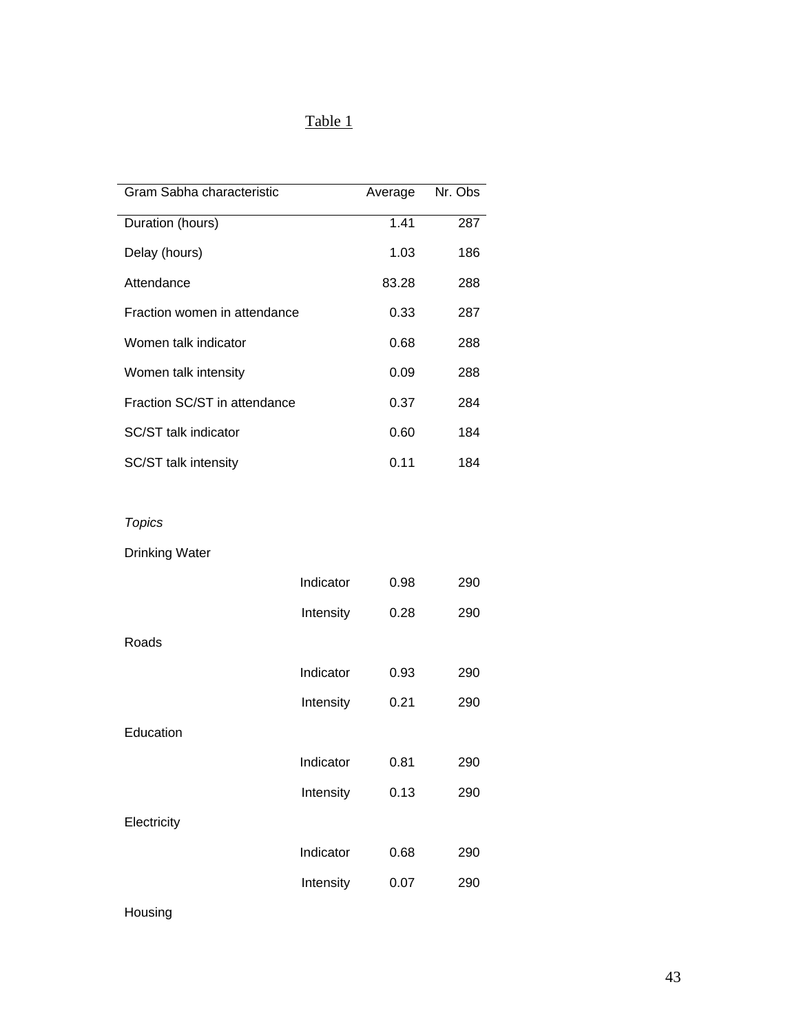Table 1

| Gram Sabha characteristic | | Average | Nr. Obs |
|---|---|---|---|
| Duration (hours) | | 1.41 | 287 |
| Delay (hours) | | 1.03 | 186 |
| Attendance | | 83.28 | 288 |
| Fraction women in attendance | | 0.33 | 287 |
| Women talk indicator | | 0.68 | 288 |
| Women talk intensity | | 0.09 | 288 |
| Fraction SC/ST in attendance | | 0.37 | 284 |
| SC/ST talk indicator | | 0.60 | 184 |
| SC/ST talk intensity | | 0.11 | 184 |
| | | | |
| *Topics* | | | |
| Drinking Water | | | |
| | Indicator | 0.98 | 290 |
| | Intensity | 0.28 | 290 |
| Roads | | | |
| | Indicator | 0.93 | 290 |
| | Intensity | 0.21 | 290 |
| Education | | | |
| | Indicator | 0.81 | 290 |
| | Intensity | 0.13 | 290 |
| Electricity | | | |
| | Indicator | 0.68 | 290 |
| | Intensity | 0.07 | 290 |
| Housing | | | |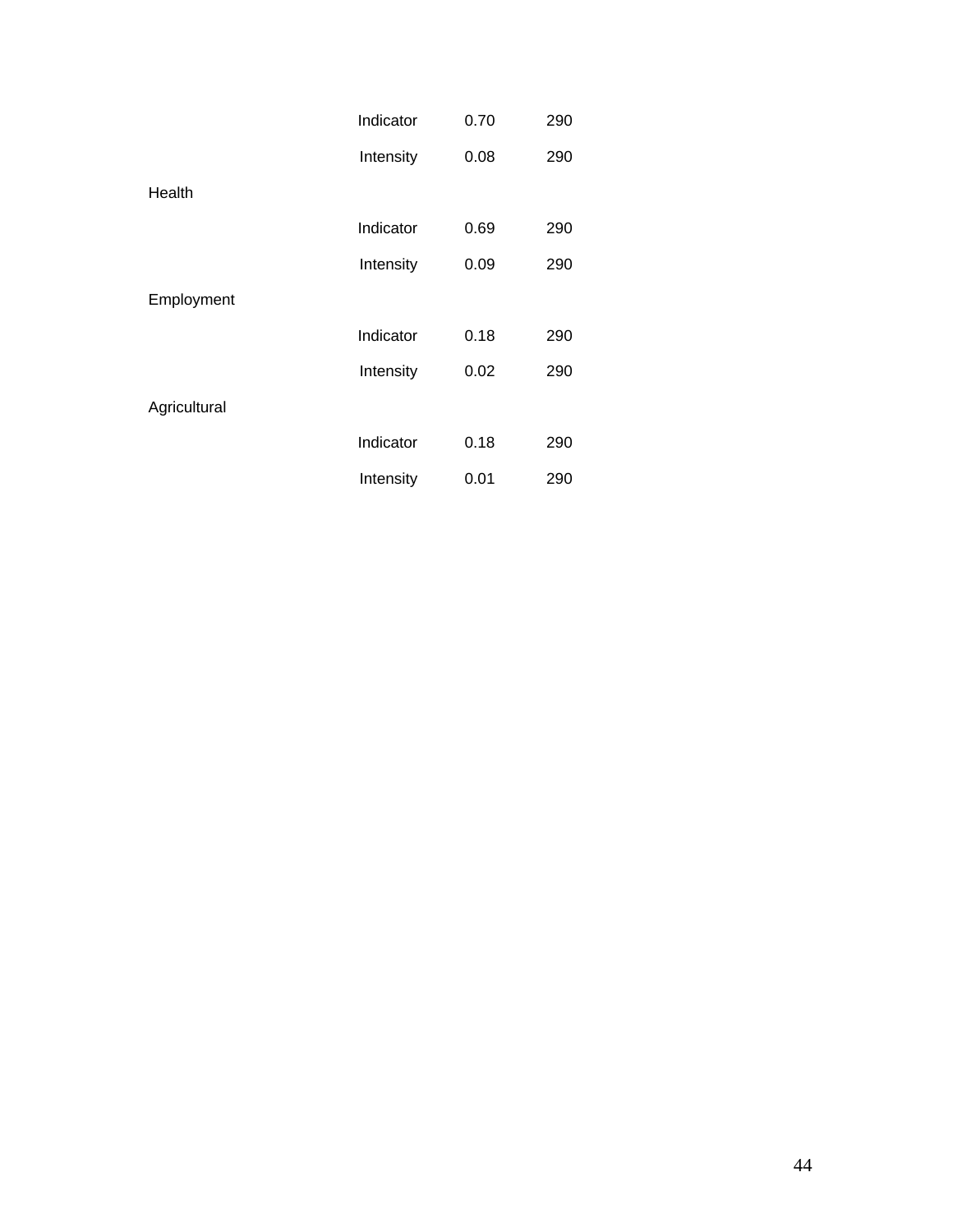| | | | |
|---|---|---|---|
| | Indicator | 0.70 | 290 |
| | Intensity | 0.08 | 290 |
| Health | | | |
| | Indicator | 0.69 | 290 |
| | Intensity | 0.09 | 290 |
| Employment | | | |
| | Indicator | 0.18 | 290 |
| | Intensity | 0.02 | 290 |
| Agricultural | | | |
| | Indicator | 0.18 | 290 |
| | Intensity | 0.01 | 290 |